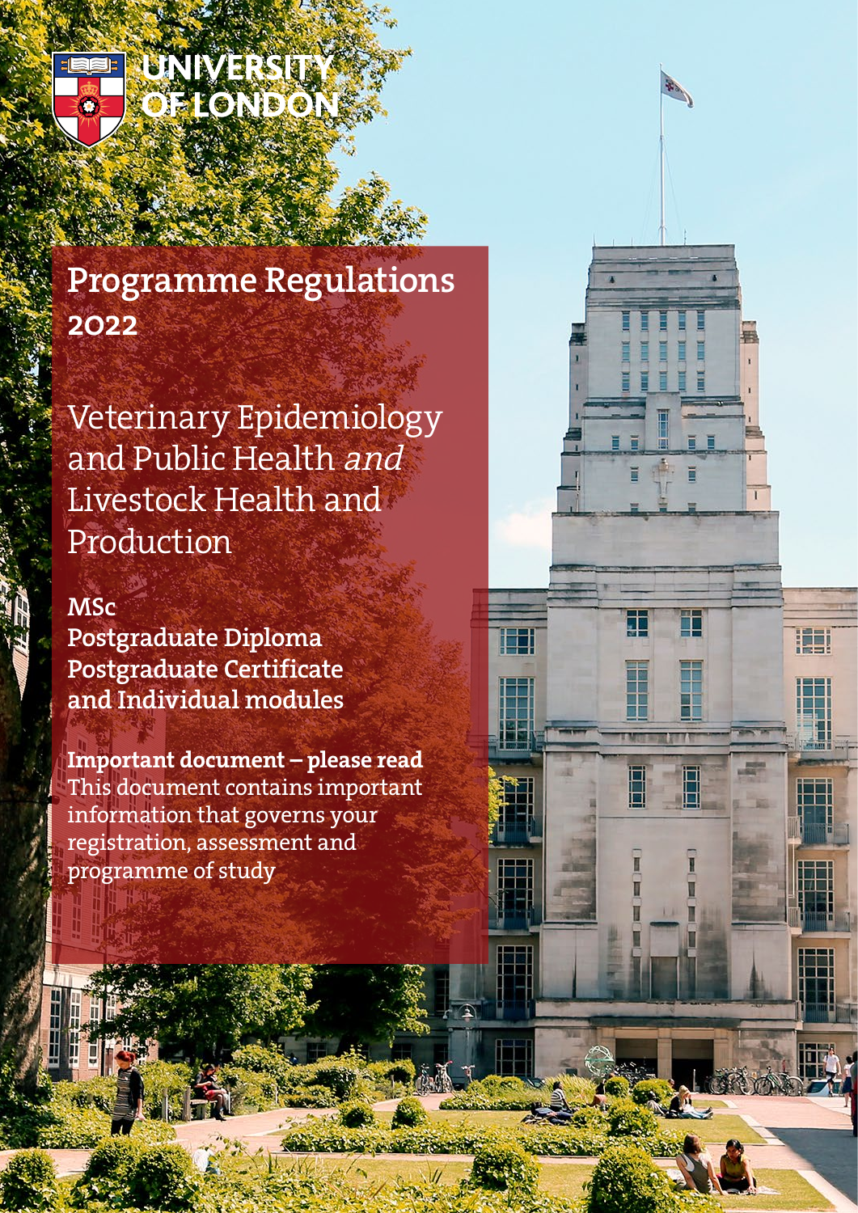UNIVERSITY OF LONDON

# Programme Regulations 2022

## Veterinary Epidemiology and Public Health *and* Livestock Health and Production

**MSc**
**Postgraduate Diploma**
**Postgraduate Certificate**
**and Individual modules**

**Important document – please read**
This document contains important information that governs your registration, assessment and programme of study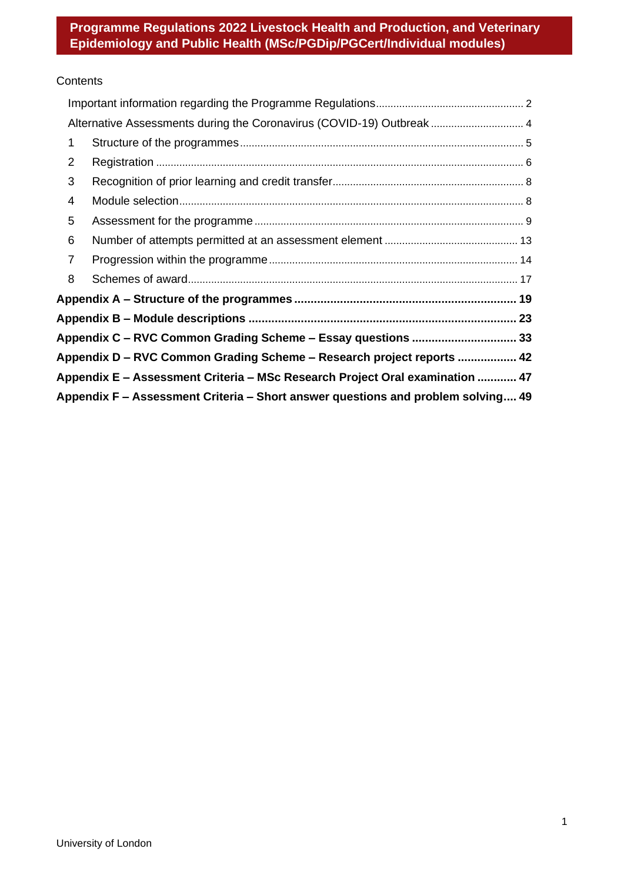# Programme Regulations 2022 Livestock Health and Production, and Veterinary Epidemiology and Public Health (MSc/PGDip/PGCert/Individual modules)

Contents

- Important information regarding the Programme Regulations .......... 2
- Alternative Assessments during the Coronavirus (COVID-19) Outbreak .......... 4
- 1 Structure of the programmes .......... 5
- 2 Registration .......... 6
- 3 Recognition of prior learning and credit transfer .......... 8
- 4 Module selection .......... 8
- 5 Assessment for the programme .......... 9
- 6 Number of attempts permitted at an assessment element .......... 13
- 7 Progression within the programme .......... 14
- 8 Schemes of award .......... 17

**Appendix A – Structure of the programmes .......... 19**

**Appendix B – Module descriptions .......... 23**

**Appendix C – RVC Common Grading Scheme – Essay questions .......... 33**

**Appendix D – RVC Common Grading Scheme – Research project reports .......... 42**

**Appendix E – Assessment Criteria – MSc Research Project Oral examination .......... 47**

**Appendix F – Assessment Criteria – Short answer questions and problem solving .......... 49**

University of London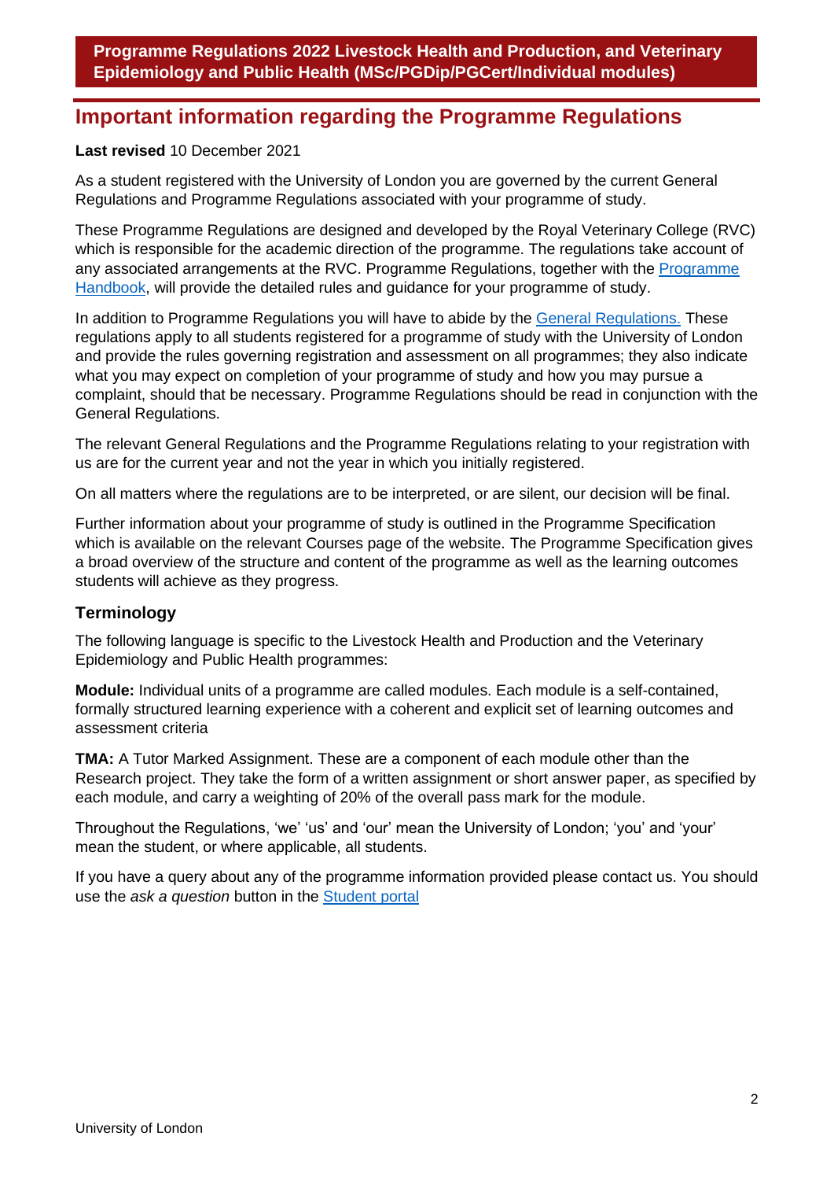## Important information regarding the Programme Regulations

**Last revised** 10 December 2021

As a student registered with the University of London you are governed by the current General Regulations and Programme Regulations associated with your programme of study.

These Programme Regulations are designed and developed by the Royal Veterinary College (RVC) which is responsible for the academic direction of the programme. The regulations take account of any associated arrangements at the RVC. Programme Regulations, together with the Programme Handbook, will provide the detailed rules and guidance for your programme of study.

In addition to Programme Regulations you will have to abide by the General Regulations. These regulations apply to all students registered for a programme of study with the University of London and provide the rules governing registration and assessment on all programmes; they also indicate what you may expect on completion of your programme of study and how you may pursue a complaint, should that be necessary. Programme Regulations should be read in conjunction with the General Regulations.

The relevant General Regulations and the Programme Regulations relating to your registration with us are for the current year and not the year in which you initially registered.

On all matters where the regulations are to be interpreted, or are silent, our decision will be final.

Further information about your programme of study is outlined in the Programme Specification which is available on the relevant Courses page of the website. The Programme Specification gives a broad overview of the structure and content of the programme as well as the learning outcomes students will achieve as they progress.

### Terminology

The following language is specific to the Livestock Health and Production and the Veterinary Epidemiology and Public Health programmes:

**Module:** Individual units of a programme are called modules. Each module is a self-contained, formally structured learning experience with a coherent and explicit set of learning outcomes and assessment criteria

**TMA:** A Tutor Marked Assignment. These are a component of each module other than the Research project. They take the form of a written assignment or short answer paper, as specified by each module, and carry a weighting of 20% of the overall pass mark for the module.

Throughout the Regulations, 'we' 'us' and 'our' mean the University of London; 'you' and 'your' mean the student, or where applicable, all students.

If you have a query about any of the programme information provided please contact us. You should use the *ask a question* button in the Student portal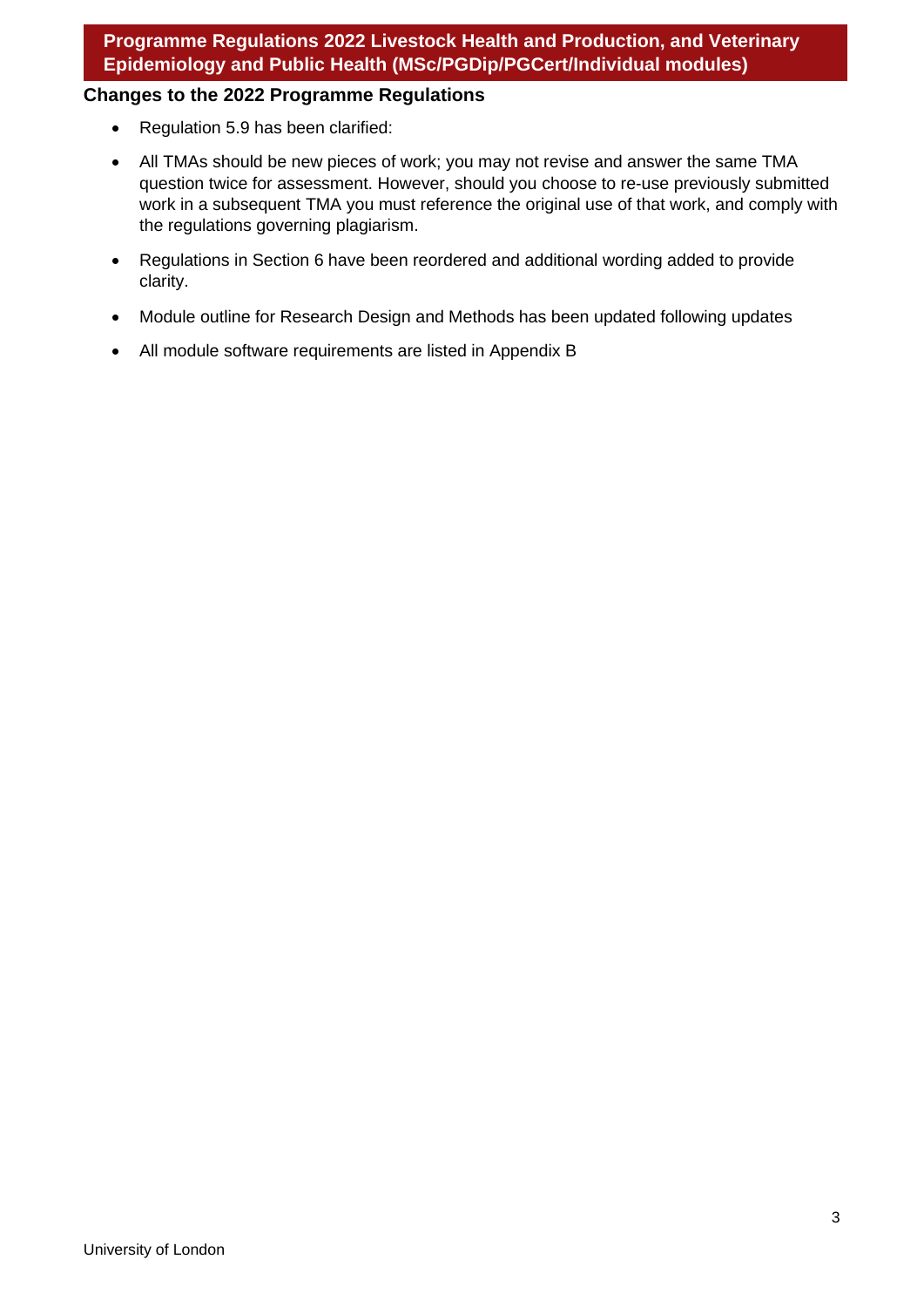## Changes to the 2022 Programme Regulations

- Regulation 5.9 has been clarified:
- All TMAs should be new pieces of work; you may not revise and answer the same TMA question twice for assessment. However, should you choose to re-use previously submitted work in a subsequent TMA you must reference the original use of that work, and comply with the regulations governing plagiarism.
- Regulations in Section 6 have been reordered and additional wording added to provide clarity.
- Module outline for Research Design and Methods has been updated following updates
- All module software requirements are listed in Appendix B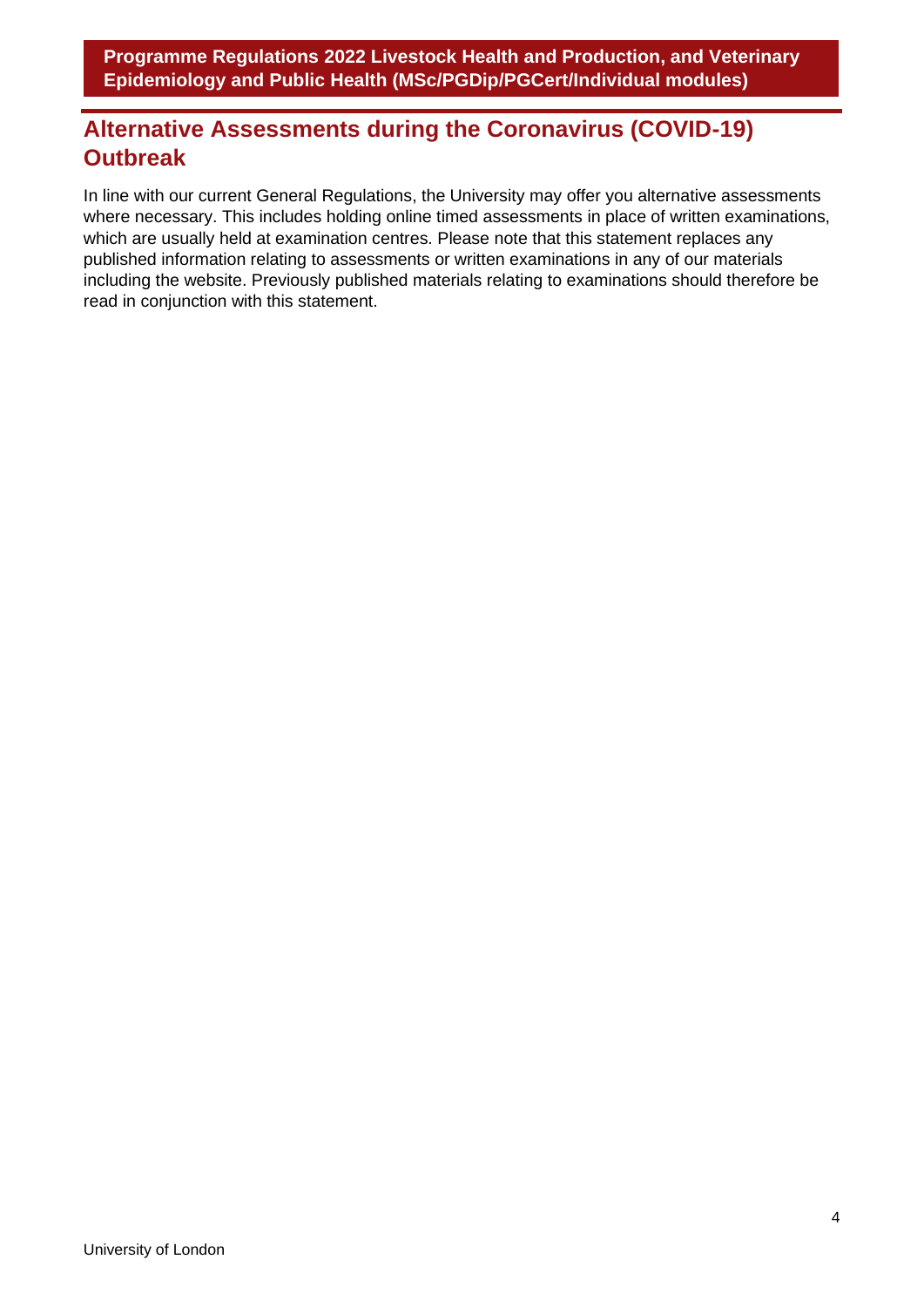## Alternative Assessments during the Coronavirus (COVID-19) Outbreak

In line with our current General Regulations, the University may offer you alternative assessments where necessary. This includes holding online timed assessments in place of written examinations, which are usually held at examination centres. Please note that this statement replaces any published information relating to assessments or written examinations in any of our materials including the website. Previously published materials relating to examinations should therefore be read in conjunction with this statement.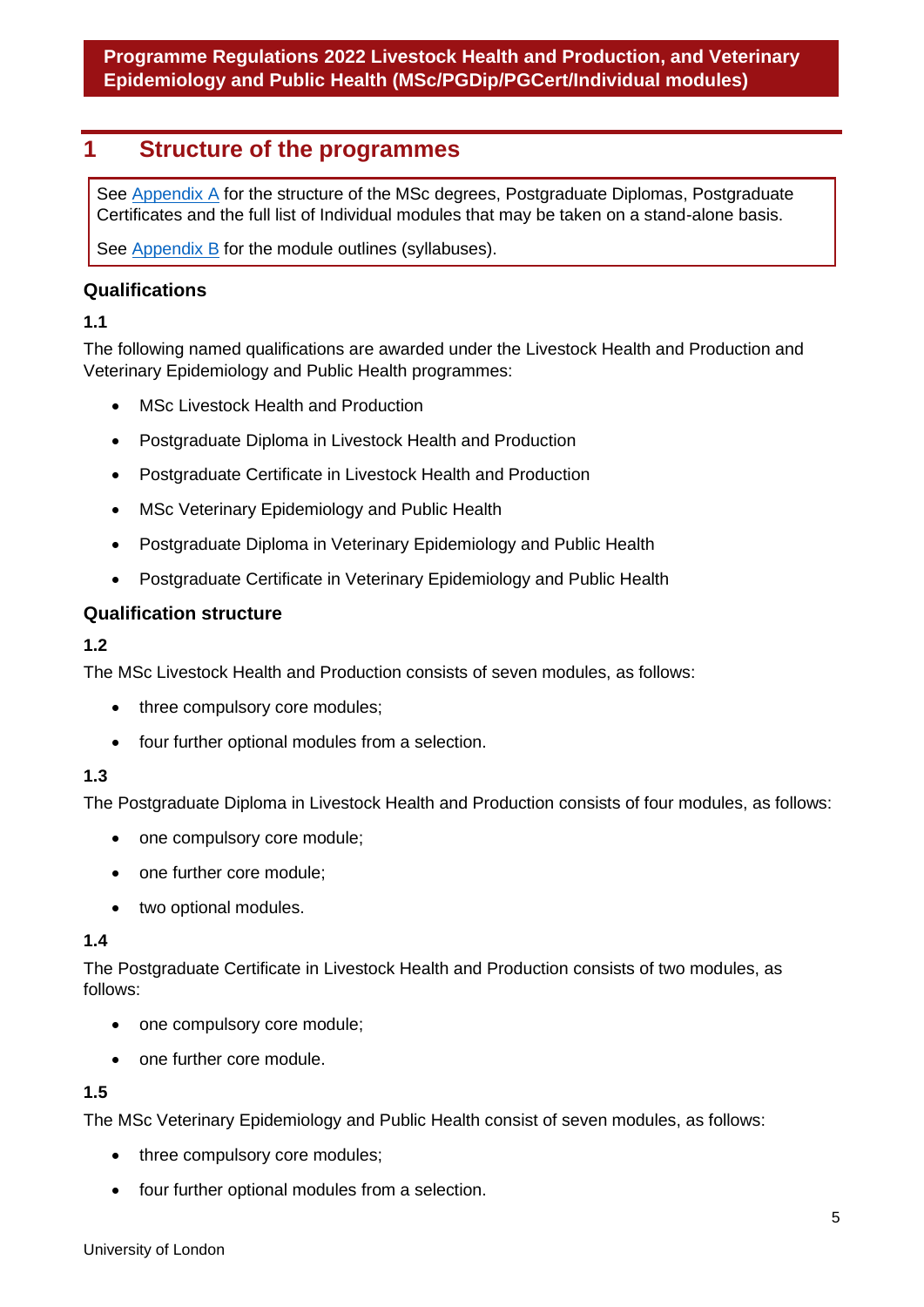# 1 Structure of the programmes

See Appendix A for the structure of the MSc degrees, Postgraduate Diplomas, Postgraduate Certificates and the full list of Individual modules that may be taken on a stand-alone basis.

See Appendix B for the module outlines (syllabuses).

### Qualifications

**1.1**

The following named qualifications are awarded under the Livestock Health and Production and Veterinary Epidemiology and Public Health programmes:

- MSc Livestock Health and Production
- Postgraduate Diploma in Livestock Health and Production
- Postgraduate Certificate in Livestock Health and Production
- MSc Veterinary Epidemiology and Public Health
- Postgraduate Diploma in Veterinary Epidemiology and Public Health
- Postgraduate Certificate in Veterinary Epidemiology and Public Health

### Qualification structure

**1.2**

The MSc Livestock Health and Production consists of seven modules, as follows:

- three compulsory core modules;
- four further optional modules from a selection.

**1.3**

The Postgraduate Diploma in Livestock Health and Production consists of four modules, as follows:

- one compulsory core module;
- one further core module;
- two optional modules.

**1.4**

The Postgraduate Certificate in Livestock Health and Production consists of two modules, as follows:

- one compulsory core module;
- one further core module.

**1.5**

The MSc Veterinary Epidemiology and Public Health consist of seven modules, as follows:

- three compulsory core modules;
- four further optional modules from a selection.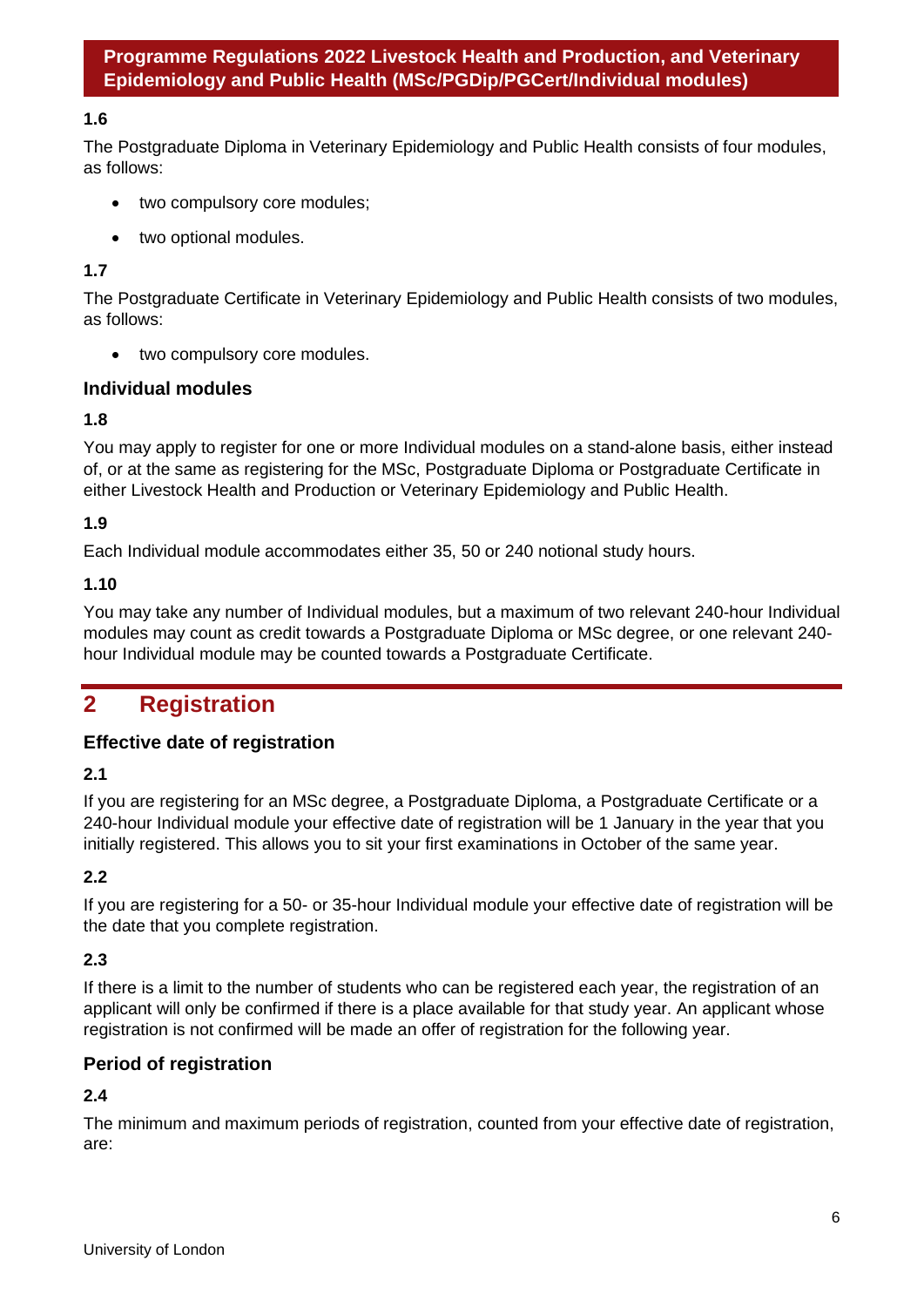**1.6**

The Postgraduate Diploma in Veterinary Epidemiology and Public Health consists of four modules, as follows:

- two compulsory core modules;
- two optional modules.

**1.7**

The Postgraduate Certificate in Veterinary Epidemiology and Public Health consists of two modules, as follows:

- two compulsory core modules.

### Individual modules

**1.8**

You may apply to register for one or more Individual modules on a stand-alone basis, either instead of, or at the same as registering for the MSc, Postgraduate Diploma or Postgraduate Certificate in either Livestock Health and Production or Veterinary Epidemiology and Public Health.

**1.9**

Each Individual module accommodates either 35, 50 or 240 notional study hours.

**1.10**

You may take any number of Individual modules, but a maximum of two relevant 240-hour Individual modules may count as credit towards a Postgraduate Diploma or MSc degree, or one relevant 240-hour Individual module may be counted towards a Postgraduate Certificate.

## 2 Registration

### Effective date of registration

**2.1**

If you are registering for an MSc degree, a Postgraduate Diploma, a Postgraduate Certificate or a 240-hour Individual module your effective date of registration will be 1 January in the year that you initially registered. This allows you to sit your first examinations in October of the same year.

**2.2**

If you are registering for a 50- or 35-hour Individual module your effective date of registration will be the date that you complete registration.

**2.3**

If there is a limit to the number of students who can be registered each year, the registration of an applicant will only be confirmed if there is a place available for that study year. An applicant whose registration is not confirmed will be made an offer of registration for the following year.

### Period of registration

**2.4**

The minimum and maximum periods of registration, counted from your effective date of registration, are: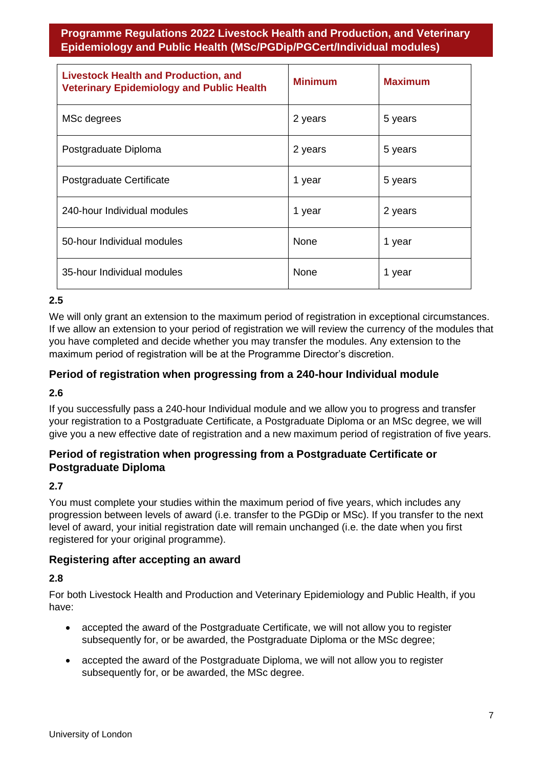| Livestock Health and Production, and Veterinary Epidemiology and Public Health | Minimum | Maximum |
|---|---|---|
| MSc degrees | 2 years | 5 years |
| Postgraduate Diploma | 2 years | 5 years |
| Postgraduate Certificate | 1 year | 5 years |
| 240-hour Individual modules | 1 year | 2 years |
| 50-hour Individual modules | None | 1 year |
| 35-hour Individual modules | None | 1 year |

**2.5**

We will only grant an extension to the maximum period of registration in exceptional circumstances. If we allow an extension to your period of registration we will review the currency of the modules that you have completed and decide whether you may transfer the modules. Any extension to the maximum period of registration will be at the Programme Director's discretion.

### Period of registration when progressing from a 240-hour Individual module

**2.6**

If you successfully pass a 240-hour Individual module and we allow you to progress and transfer your registration to a Postgraduate Certificate, a Postgraduate Diploma or an MSc degree, we will give you a new effective date of registration and a new maximum period of registration of five years.

### Period of registration when progressing from a Postgraduate Certificate or Postgraduate Diploma

**2.7**

You must complete your studies within the maximum period of five years, which includes any progression between levels of award (i.e. transfer to the PGDip or MSc). If you transfer to the next level of award, your initial registration date will remain unchanged (i.e. the date when you first registered for your original programme).

### Registering after accepting an award

**2.8**

For both Livestock Health and Production and Veterinary Epidemiology and Public Health, if you have:

- accepted the award of the Postgraduate Certificate, we will not allow you to register subsequently for, or be awarded, the Postgraduate Diploma or the MSc degree;
- accepted the award of the Postgraduate Diploma, we will not allow you to register subsequently for, or be awarded, the MSc degree.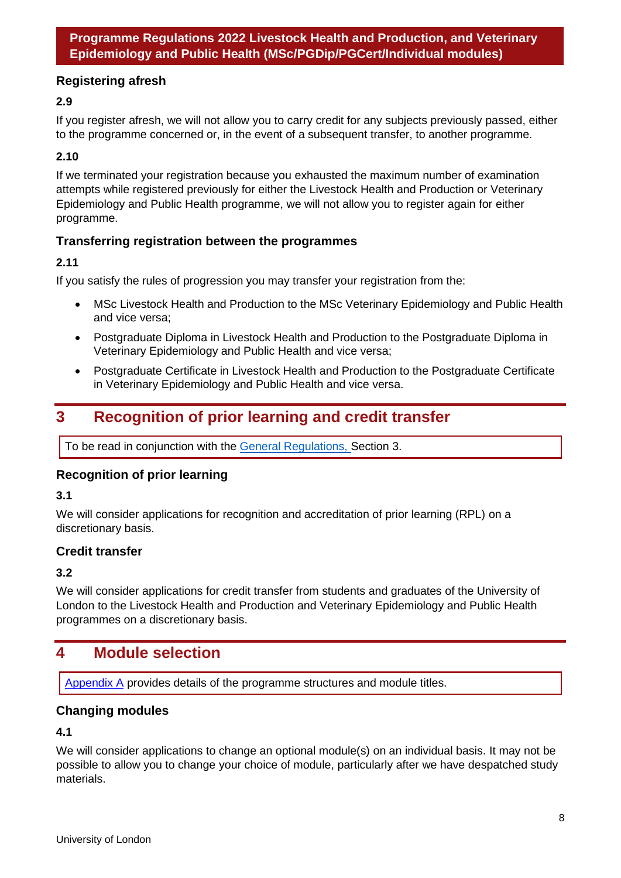### Registering afresh

**2.9**

If you register afresh, we will not allow you to carry credit for any subjects previously passed, either to the programme concerned or, in the event of a subsequent transfer, to another programme.

**2.10**

If we terminated your registration because you exhausted the maximum number of examination attempts while registered previously for either the Livestock Health and Production or Veterinary Epidemiology and Public Health programme, we will not allow you to register again for either programme.

### Transferring registration between the programmes

**2.11**

If you satisfy the rules of progression you may transfer your registration from the:

- MSc Livestock Health and Production to the MSc Veterinary Epidemiology and Public Health and vice versa;
- Postgraduate Diploma in Livestock Health and Production to the Postgraduate Diploma in Veterinary Epidemiology and Public Health and vice versa;
- Postgraduate Certificate in Livestock Health and Production to the Postgraduate Certificate in Veterinary Epidemiology and Public Health and vice versa.

## 3 Recognition of prior learning and credit transfer

To be read in conjunction with the General Regulations, Section 3.

### Recognition of prior learning

**3.1**

We will consider applications for recognition and accreditation of prior learning (RPL) on a discretionary basis.

### Credit transfer

**3.2**

We will consider applications for credit transfer from students and graduates of the University of London to the Livestock Health and Production and Veterinary Epidemiology and Public Health programmes on a discretionary basis.

## 4 Module selection

Appendix A provides details of the programme structures and module titles.

### Changing modules

**4.1**

We will consider applications to change an optional module(s) on an individual basis. It may not be possible to allow you to change your choice of module, particularly after we have despatched study materials.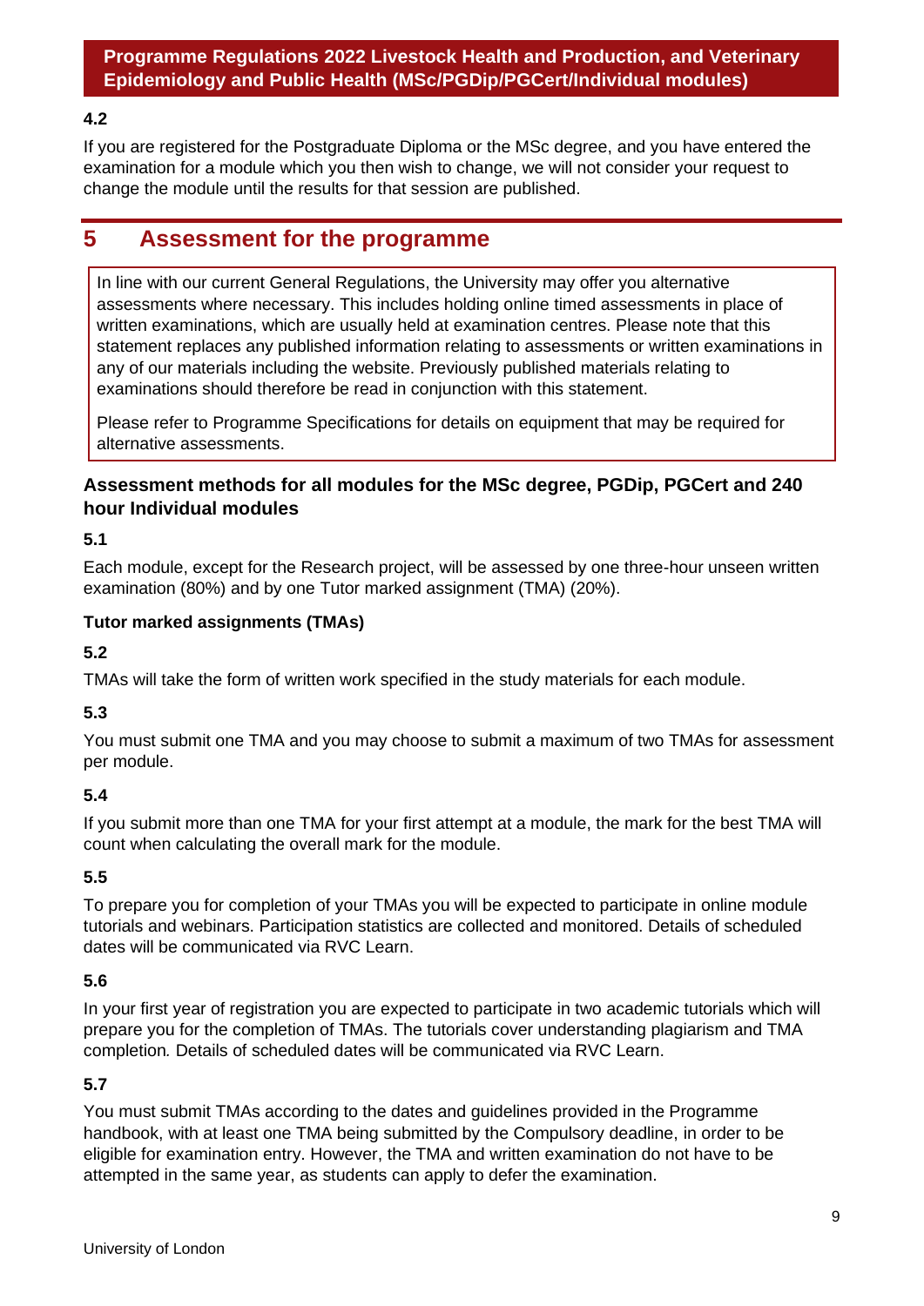**4.2**

If you are registered for the Postgraduate Diploma or the MSc degree, and you have entered the examination for a module which you then wish to change, we will not consider your request to change the module until the results for that session are published.

# 5 Assessment for the programme

In line with our current General Regulations, the University may offer you alternative assessments where necessary. This includes holding online timed assessments in place of written examinations, which are usually held at examination centres. Please note that this statement replaces any published information relating to assessments or written examinations in any of our materials including the website. Previously published materials relating to examinations should therefore be read in conjunction with this statement.

Please refer to Programme Specifications for details on equipment that may be required for alternative assessments.

### Assessment methods for all modules for the MSc degree, PGDip, PGCert and 240 hour Individual modules

**5.1**

Each module, except for the Research project, will be assessed by one three-hour unseen written examination (80%) and by one Tutor marked assignment (TMA) (20%).

#### Tutor marked assignments (TMAs)

**5.2**

TMAs will take the form of written work specified in the study materials for each module.

**5.3**

You must submit one TMA and you may choose to submit a maximum of two TMAs for assessment per module.

**5.4**

If you submit more than one TMA for your first attempt at a module, the mark for the best TMA will count when calculating the overall mark for the module.

**5.5**

To prepare you for completion of your TMAs you will be expected to participate in online module tutorials and webinars. Participation statistics are collected and monitored. Details of scheduled dates will be communicated via RVC Learn.

**5.6**

In your first year of registration you are expected to participate in two academic tutorials which will prepare you for the completion of TMAs. The tutorials cover understanding plagiarism and TMA completion. Details of scheduled dates will be communicated via RVC Learn.

**5.7**

You must submit TMAs according to the dates and guidelines provided in the Programme handbook, with at least one TMA being submitted by the Compulsory deadline, in order to be eligible for examination entry. However, the TMA and written examination do not have to be attempted in the same year, as students can apply to defer the examination.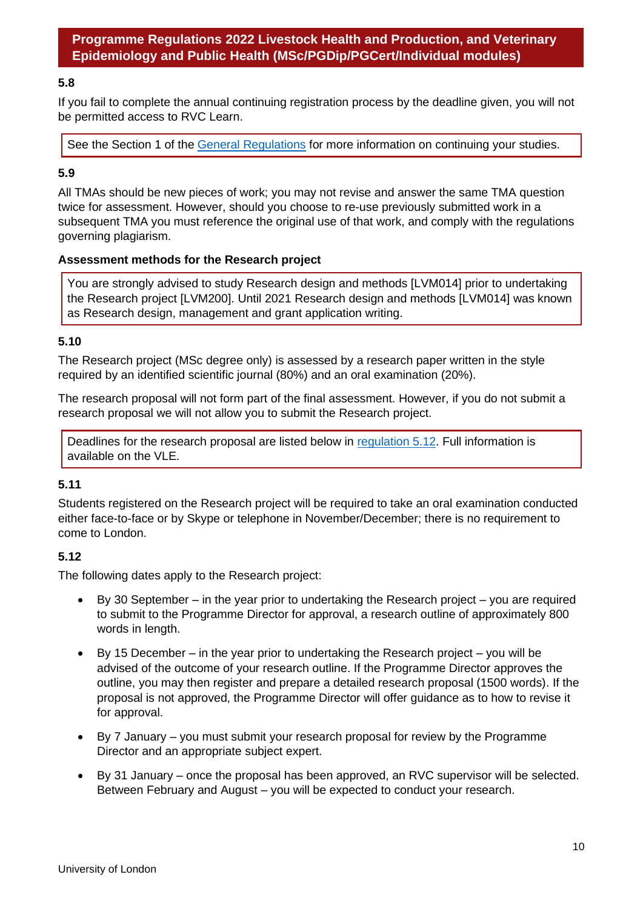### 5.8

If you fail to complete the annual continuing registration process by the deadline given, you will not be permitted access to RVC Learn.

> See the Section 1 of the General Regulations for more information on continuing your studies.

### 5.9

All TMAs should be new pieces of work; you may not revise and answer the same TMA question twice for assessment. However, should you choose to re-use previously submitted work in a subsequent TMA you must reference the original use of that work, and comply with the regulations governing plagiarism.

### Assessment methods for the Research project

> You are strongly advised to study Research design and methods [LVM014] prior to undertaking the Research project [LVM200]. Until 2021 Research design and methods [LVM014] was known as Research design, management and grant application writing.

### 5.10

The Research project (MSc degree only) is assessed by a research paper written in the style required by an identified scientific journal (80%) and an oral examination (20%).

The research proposal will not form part of the final assessment. However, if you do not submit a research proposal we will not allow you to submit the Research project.

> Deadlines for the research proposal are listed below in regulation 5.12. Full information is available on the VLE.

### 5.11

Students registered on the Research project will be required to take an oral examination conducted either face-to-face or by Skype or telephone in November/December; there is no requirement to come to London.

### 5.12

The following dates apply to the Research project:

- By 30 September – in the year prior to undertaking the Research project – you are required to submit to the Programme Director for approval, a research outline of approximately 800 words in length.
- By 15 December – in the year prior to undertaking the Research project – you will be advised of the outcome of your research outline. If the Programme Director approves the outline, you may then register and prepare a detailed research proposal (1500 words). If the proposal is not approved, the Programme Director will offer guidance as to how to revise it for approval.
- By 7 January – you must submit your research proposal for review by the Programme Director and an appropriate subject expert.
- By 31 January – once the proposal has been approved, an RVC supervisor will be selected. Between February and August – you will be expected to conduct your research.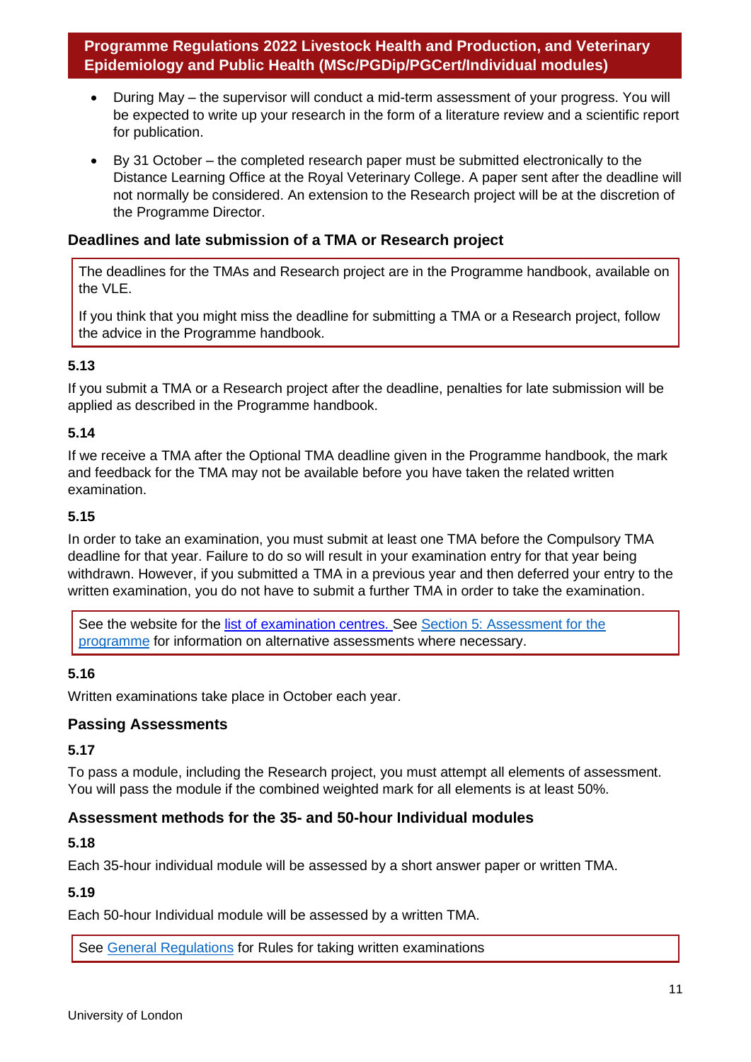- During May – the supervisor will conduct a mid-term assessment of your progress. You will be expected to write up your research in the form of a literature review and a scientific report for publication.
- By 31 October – the completed research paper must be submitted electronically to the Distance Learning Office at the Royal Veterinary College. A paper sent after the deadline will not normally be considered. An extension to the Research project will be at the discretion of the Programme Director.

### Deadlines and late submission of a TMA or Research project

The deadlines for the TMAs and Research project are in the Programme handbook, available on the VLE.

If you think that you might miss the deadline for submitting a TMA or a Research project, follow the advice in the Programme handbook.

**5.13**

If you submit a TMA or a Research project after the deadline, penalties for late submission will be applied as described in the Programme handbook.

**5.14**

If we receive a TMA after the Optional TMA deadline given in the Programme handbook, the mark and feedback for the TMA may not be available before you have taken the related written examination.

**5.15**

In order to take an examination, you must submit at least one TMA before the Compulsory TMA deadline for that year. Failure to do so will result in your examination entry for that year being withdrawn. However, if you submitted a TMA in a previous year and then deferred your entry to the written examination, you do not have to submit a further TMA in order to take the examination.

See the website for the list of examination centres. See Section 5: Assessment for the programme for information on alternative assessments where necessary.

**5.16**

Written examinations take place in October each year.

### Passing Assessments

**5.17**

To pass a module, including the Research project, you must attempt all elements of assessment. You will pass the module if the combined weighted mark for all elements is at least 50%.

### Assessment methods for the 35- and 50-hour Individual modules

**5.18**

Each 35-hour individual module will be assessed by a short answer paper or written TMA.

**5.19**

Each 50-hour Individual module will be assessed by a written TMA.

See General Regulations for Rules for taking written examinations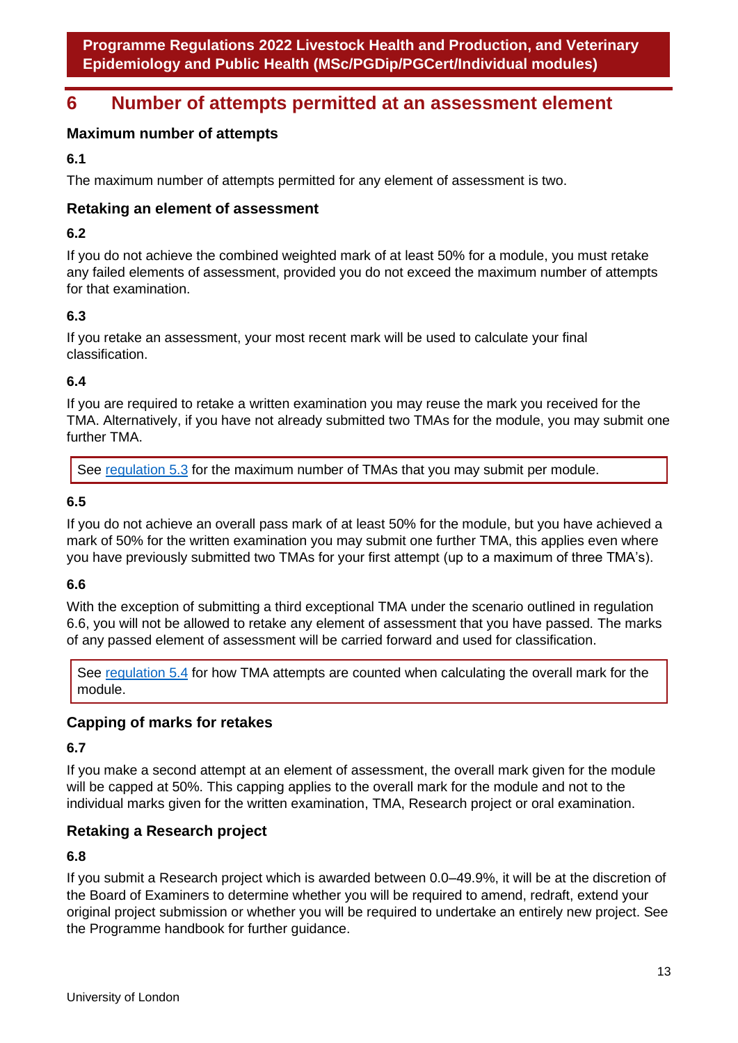## 6 Number of attempts permitted at an assessment element

### Maximum number of attempts

**6.1**

The maximum number of attempts permitted for any element of assessment is two.

### Retaking an element of assessment

**6.2**

If you do not achieve the combined weighted mark of at least 50% for a module, you must retake any failed elements of assessment, provided you do not exceed the maximum number of attempts for that examination.

**6.3**

If you retake an assessment, your most recent mark will be used to calculate your final classification.

**6.4**

If you are required to retake a written examination you may reuse the mark you received for the TMA. Alternatively, if you have not already submitted two TMAs for the module, you may submit one further TMA.

> See regulation 5.3 for the maximum number of TMAs that you may submit per module.

**6.5**

If you do not achieve an overall pass mark of at least 50% for the module, but you have achieved a mark of 50% for the written examination you may submit one further TMA, this applies even where you have previously submitted two TMAs for your first attempt (up to a maximum of three TMA's).

**6.6**

With the exception of submitting a third exceptional TMA under the scenario outlined in regulation 6.6, you will not be allowed to retake any element of assessment that you have passed. The marks of any passed element of assessment will be carried forward and used for classification.

> See regulation 5.4 for how TMA attempts are counted when calculating the overall mark for the module.

### Capping of marks for retakes

**6.7**

If you make a second attempt at an element of assessment, the overall mark given for the module will be capped at 50%. This capping applies to the overall mark for the module and not to the individual marks given for the written examination, TMA, Research project or oral examination.

### Retaking a Research project

**6.8**

If you submit a Research project which is awarded between 0.0–49.9%, it will be at the discretion of the Board of Examiners to determine whether you will be required to amend, redraft, extend your original project submission or whether you will be required to undertake an entirely new project. See the Programme handbook for further guidance.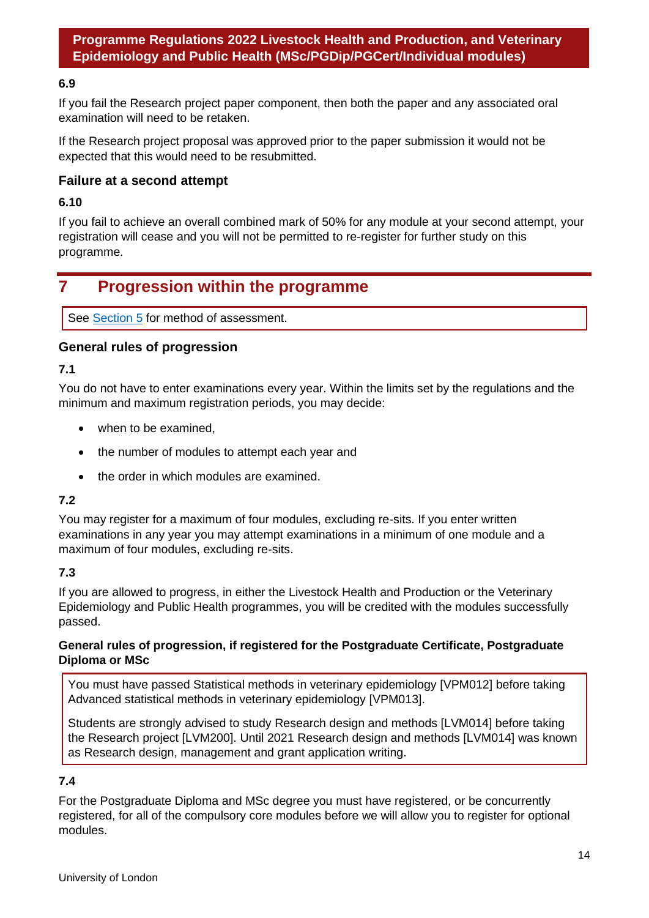**6.9**

If you fail the Research project paper component, then both the paper and any associated oral examination will need to be retaken.

If the Research project proposal was approved prior to the paper submission it would not be expected that this would need to be resubmitted.

### Failure at a second attempt

**6.10**

If you fail to achieve an overall combined mark of 50% for any module at your second attempt, your registration will cease and you will not be permitted to re-register for further study on this programme.

## 7 Progression within the programme

See Section 5 for method of assessment.

### General rules of progression

**7.1**

You do not have to enter examinations every year. Within the limits set by the regulations and the minimum and maximum registration periods, you may decide:

- when to be examined,
- the number of modules to attempt each year and
- the order in which modules are examined.

**7.2**

You may register for a maximum of four modules, excluding re-sits. If you enter written examinations in any year you may attempt examinations in a minimum of one module and a maximum of four modules, excluding re-sits.

**7.3**

If you are allowed to progress, in either the Livestock Health and Production or the Veterinary Epidemiology and Public Health programmes, you will be credited with the modules successfully passed.

**General rules of progression, if registered for the Postgraduate Certificate, Postgraduate Diploma or MSc**

You must have passed Statistical methods in veterinary epidemiology [VPM012] before taking Advanced statistical methods in veterinary epidemiology [VPM013].

Students are strongly advised to study Research design and methods [LVM014] before taking the Research project [LVM200]. Until 2021 Research design and methods [LVM014] was known as Research design, management and grant application writing.

**7.4**

For the Postgraduate Diploma and MSc degree you must have registered, or be concurrently registered, for all of the compulsory core modules before we will allow you to register for optional modules.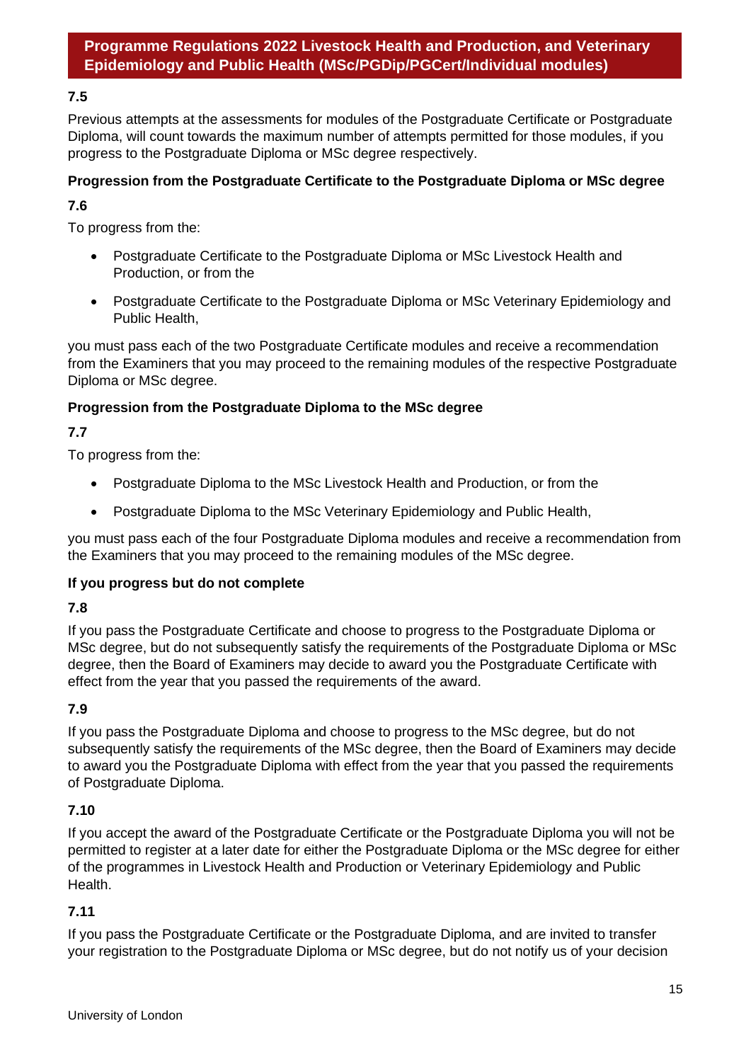**7.5**

Previous attempts at the assessments for modules of the Postgraduate Certificate or Postgraduate Diploma, will count towards the maximum number of attempts permitted for those modules, if you progress to the Postgraduate Diploma or MSc degree respectively.

**Progression from the Postgraduate Certificate to the Postgraduate Diploma or MSc degree**

**7.6**

To progress from the:

- Postgraduate Certificate to the Postgraduate Diploma or MSc Livestock Health and Production, or from the
- Postgraduate Certificate to the Postgraduate Diploma or MSc Veterinary Epidemiology and Public Health,

you must pass each of the two Postgraduate Certificate modules and receive a recommendation from the Examiners that you may proceed to the remaining modules of the respective Postgraduate Diploma or MSc degree.

**Progression from the Postgraduate Diploma to the MSc degree**

**7.7**

To progress from the:

- Postgraduate Diploma to the MSc Livestock Health and Production, or from the
- Postgraduate Diploma to the MSc Veterinary Epidemiology and Public Health,

you must pass each of the four Postgraduate Diploma modules and receive a recommendation from the Examiners that you may proceed to the remaining modules of the MSc degree.

**If you progress but do not complete**

**7.8**

If you pass the Postgraduate Certificate and choose to progress to the Postgraduate Diploma or MSc degree, but do not subsequently satisfy the requirements of the Postgraduate Diploma or MSc degree, then the Board of Examiners may decide to award you the Postgraduate Certificate with effect from the year that you passed the requirements of the award.

**7.9**

If you pass the Postgraduate Diploma and choose to progress to the MSc degree, but do not subsequently satisfy the requirements of the MSc degree, then the Board of Examiners may decide to award you the Postgraduate Diploma with effect from the year that you passed the requirements of Postgraduate Diploma.

**7.10**

If you accept the award of the Postgraduate Certificate or the Postgraduate Diploma you will not be permitted to register at a later date for either the Postgraduate Diploma or the MSc degree for either of the programmes in Livestock Health and Production or Veterinary Epidemiology and Public Health.

**7.11**

If you pass the Postgraduate Certificate or the Postgraduate Diploma, and are invited to transfer your registration to the Postgraduate Diploma or MSc degree, but do not notify us of your decision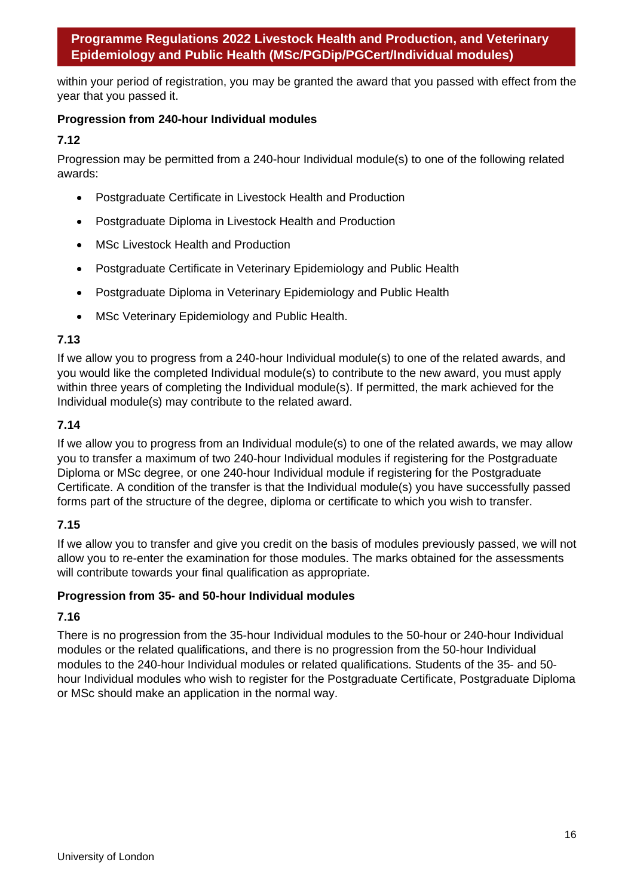within your period of registration, you may be granted the award that you passed with effect from the year that you passed it.

**Progression from 240-hour Individual modules**

**7.12**

Progression may be permitted from a 240-hour Individual module(s) to one of the following related awards:

- Postgraduate Certificate in Livestock Health and Production
- Postgraduate Diploma in Livestock Health and Production
- MSc Livestock Health and Production
- Postgraduate Certificate in Veterinary Epidemiology and Public Health
- Postgraduate Diploma in Veterinary Epidemiology and Public Health
- MSc Veterinary Epidemiology and Public Health.

**7.13**

If we allow you to progress from a 240-hour Individual module(s) to one of the related awards, and you would like the completed Individual module(s) to contribute to the new award, you must apply within three years of completing the Individual module(s). If permitted, the mark achieved for the Individual module(s) may contribute to the related award.

**7.14**

If we allow you to progress from an Individual module(s) to one of the related awards, we may allow you to transfer a maximum of two 240-hour Individual modules if registering for the Postgraduate Diploma or MSc degree, or one 240-hour Individual module if registering for the Postgraduate Certificate. A condition of the transfer is that the Individual module(s) you have successfully passed forms part of the structure of the degree, diploma or certificate to which you wish to transfer.

**7.15**

If we allow you to transfer and give you credit on the basis of modules previously passed, we will not allow you to re-enter the examination for those modules. The marks obtained for the assessments will contribute towards your final qualification as appropriate.

**Progression from 35- and 50-hour Individual modules**

**7.16**

There is no progression from the 35-hour Individual modules to the 50-hour or 240-hour Individual modules or the related qualifications, and there is no progression from the 50-hour Individual modules to the 240-hour Individual modules or related qualifications. Students of the 35- and 50-hour Individual modules who wish to register for the Postgraduate Certificate, Postgraduate Diploma or MSc should make an application in the normal way.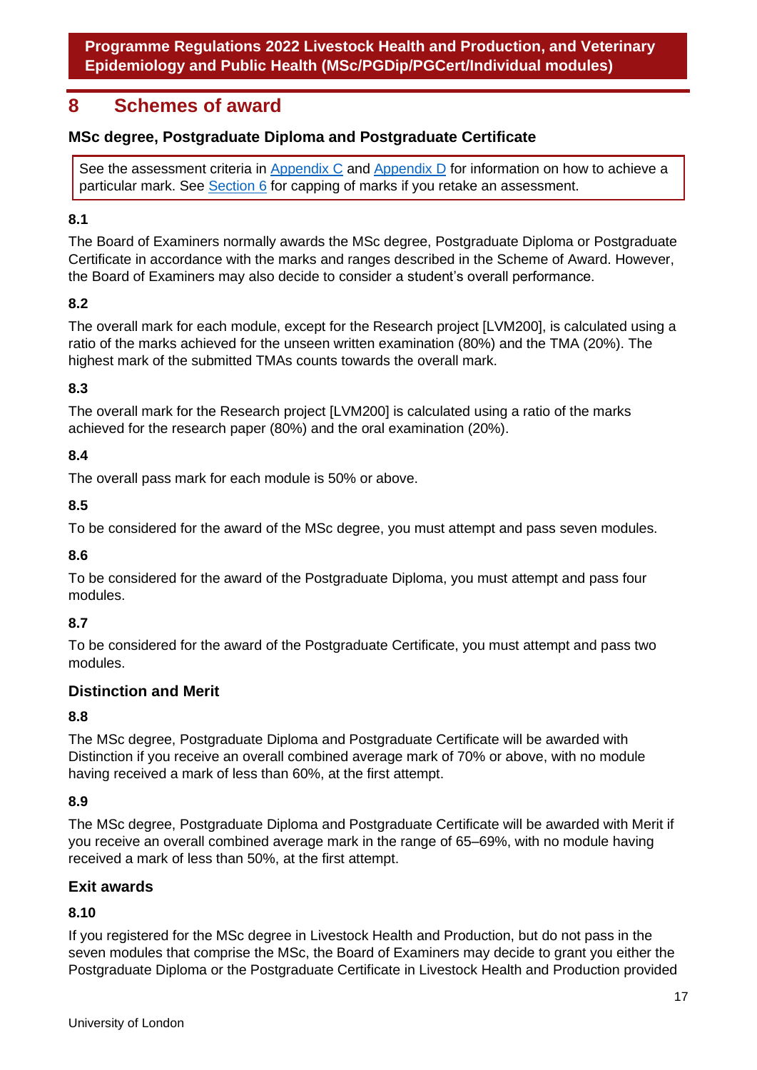## 8 Schemes of award

### MSc degree, Postgraduate Diploma and Postgraduate Certificate

See the assessment criteria in Appendix C and Appendix D for information on how to achieve a particular mark. See Section 6 for capping of marks if you retake an assessment.

**8.1**

The Board of Examiners normally awards the MSc degree, Postgraduate Diploma or Postgraduate Certificate in accordance with the marks and ranges described in the Scheme of Award. However, the Board of Examiners may also decide to consider a student's overall performance.

**8.2**

The overall mark for each module, except for the Research project [LVM200], is calculated using a ratio of the marks achieved for the unseen written examination (80%) and the TMA (20%). The highest mark of the submitted TMAs counts towards the overall mark.

**8.3**

The overall mark for the Research project [LVM200] is calculated using a ratio of the marks achieved for the research paper (80%) and the oral examination (20%).

**8.4**

The overall pass mark for each module is 50% or above.

**8.5**

To be considered for the award of the MSc degree, you must attempt and pass seven modules.

**8.6**

To be considered for the award of the Postgraduate Diploma, you must attempt and pass four modules.

**8.7**

To be considered for the award of the Postgraduate Certificate, you must attempt and pass two modules.

### Distinction and Merit

**8.8**

The MSc degree, Postgraduate Diploma and Postgraduate Certificate will be awarded with Distinction if you receive an overall combined average mark of 70% or above, with no module having received a mark of less than 60%, at the first attempt.

**8.9**

The MSc degree, Postgraduate Diploma and Postgraduate Certificate will be awarded with Merit if you receive an overall combined average mark in the range of 65–69%, with no module having received a mark of less than 50%, at the first attempt.

### Exit awards

**8.10**

If you registered for the MSc degree in Livestock Health and Production, but do not pass in the seven modules that comprise the MSc, the Board of Examiners may decide to grant you either the Postgraduate Diploma or the Postgraduate Certificate in Livestock Health and Production provided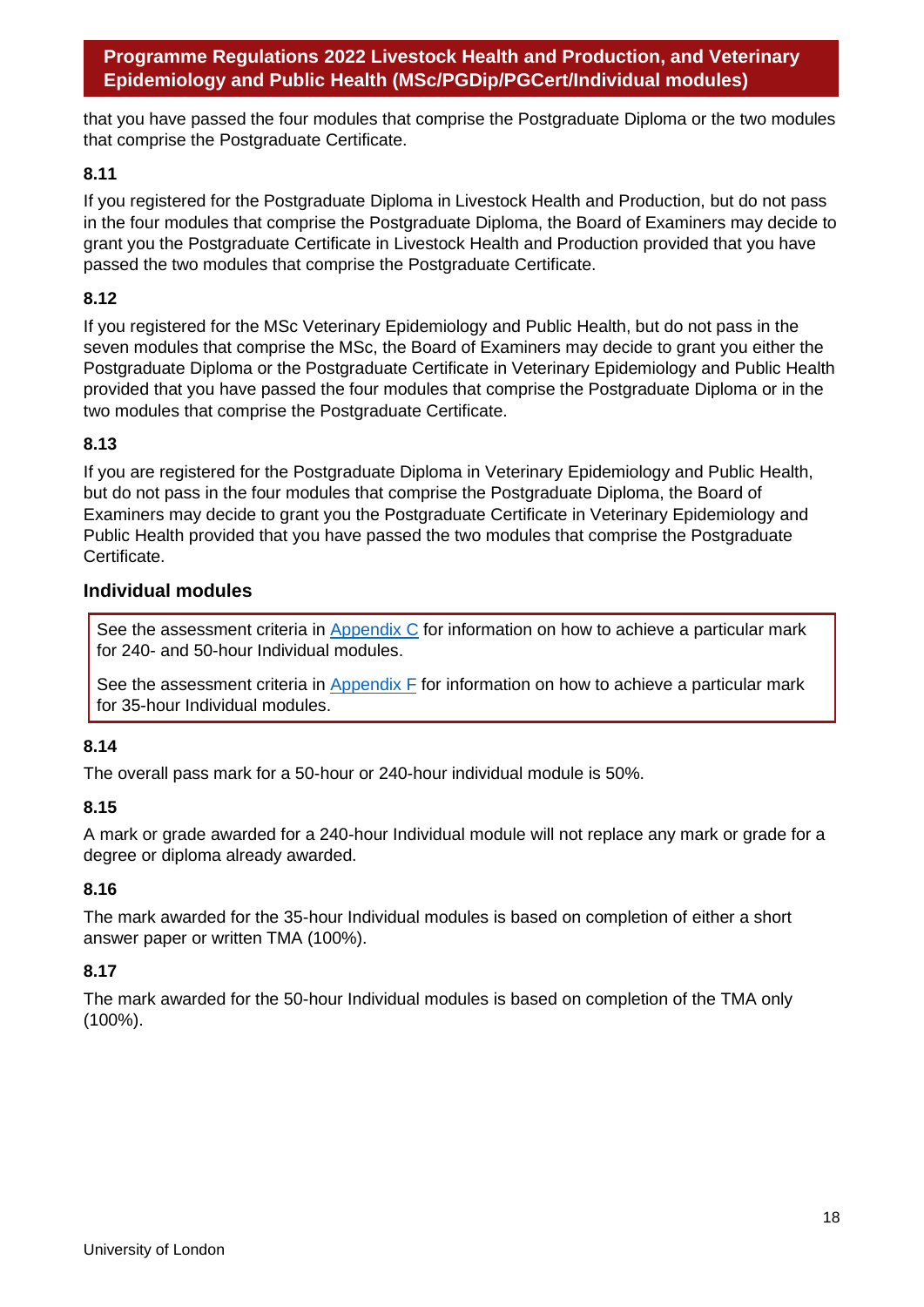that you have passed the four modules that comprise the Postgraduate Diploma or the two modules that comprise the Postgraduate Certificate.

**8.11**

If you registered for the Postgraduate Diploma in Livestock Health and Production, but do not pass in the four modules that comprise the Postgraduate Diploma, the Board of Examiners may decide to grant you the Postgraduate Certificate in Livestock Health and Production provided that you have passed the two modules that comprise the Postgraduate Certificate.

**8.12**

If you registered for the MSc Veterinary Epidemiology and Public Health, but do not pass in the seven modules that comprise the MSc, the Board of Examiners may decide to grant you either the Postgraduate Diploma or the Postgraduate Certificate in Veterinary Epidemiology and Public Health provided that you have passed the four modules that comprise the Postgraduate Diploma or in the two modules that comprise the Postgraduate Certificate.

**8.13**

If you are registered for the Postgraduate Diploma in Veterinary Epidemiology and Public Health, but do not pass in the four modules that comprise the Postgraduate Diploma, the Board of Examiners may decide to grant you the Postgraduate Certificate in Veterinary Epidemiology and Public Health provided that you have passed the two modules that comprise the Postgraduate Certificate.

### Individual modules

See the assessment criteria in Appendix C for information on how to achieve a particular mark for 240- and 50-hour Individual modules.

See the assessment criteria in Appendix F for information on how to achieve a particular mark for 35-hour Individual modules.

**8.14**

The overall pass mark for a 50-hour or 240-hour individual module is 50%.

**8.15**

A mark or grade awarded for a 240-hour Individual module will not replace any mark or grade for a degree or diploma already awarded.

**8.16**

The mark awarded for the 35-hour Individual modules is based on completion of either a short answer paper or written TMA (100%).

**8.17**

The mark awarded for the 50-hour Individual modules is based on completion of the TMA only (100%).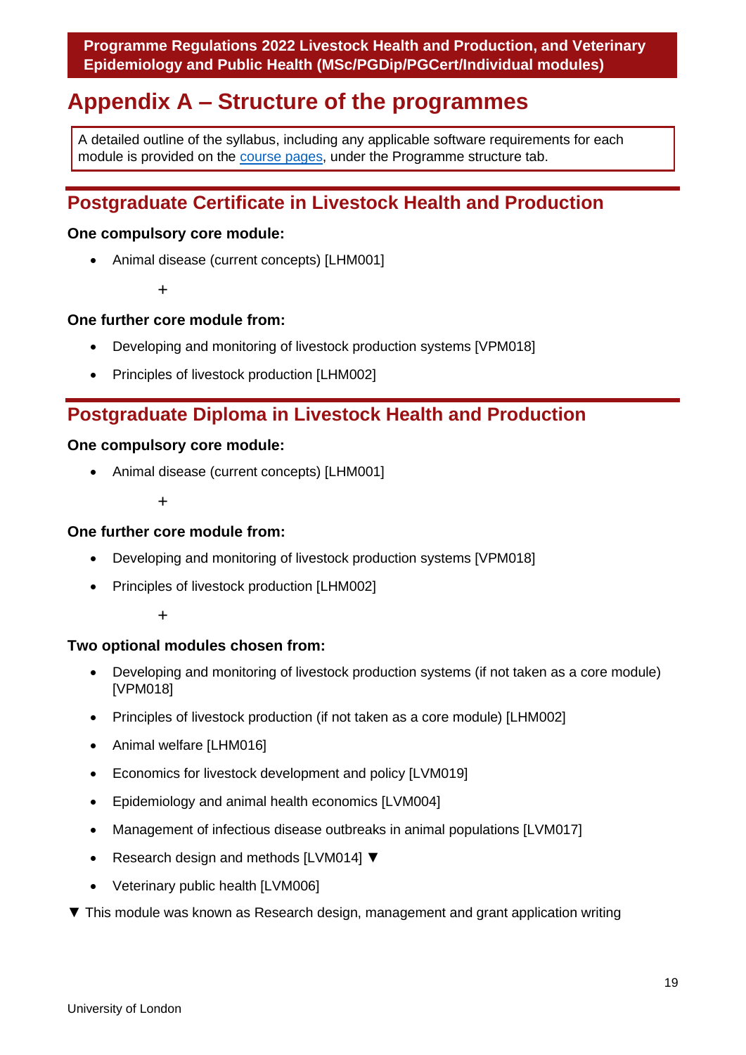# Appendix A – Structure of the programmes

A detailed outline of the syllabus, including any applicable software requirements for each module is provided on the course pages, under the Programme structure tab.

## Postgraduate Certificate in Livestock Health and Production

**One compulsory core module:**

- Animal disease (current concepts) [LHM001]

+

**One further core module from:**

- Developing and monitoring of livestock production systems [VPM018]
- Principles of livestock production [LHM002]

## Postgraduate Diploma in Livestock Health and Production

**One compulsory core module:**

- Animal disease (current concepts) [LHM001]

+

**One further core module from:**

- Developing and monitoring of livestock production systems [VPM018]
- Principles of livestock production [LHM002]

+

**Two optional modules chosen from:**

- Developing and monitoring of livestock production systems (if not taken as a core module) [VPM018]
- Principles of livestock production (if not taken as a core module) [LHM002]
- Animal welfare [LHM016]
- Economics for livestock development and policy [LVM019]
- Epidemiology and animal health economics [LVM004]
- Management of infectious disease outbreaks in animal populations [LVM017]
- Research design and methods [LVM014] ▼
- Veterinary public health [LVM006]

▼ This module was known as Research design, management and grant application writing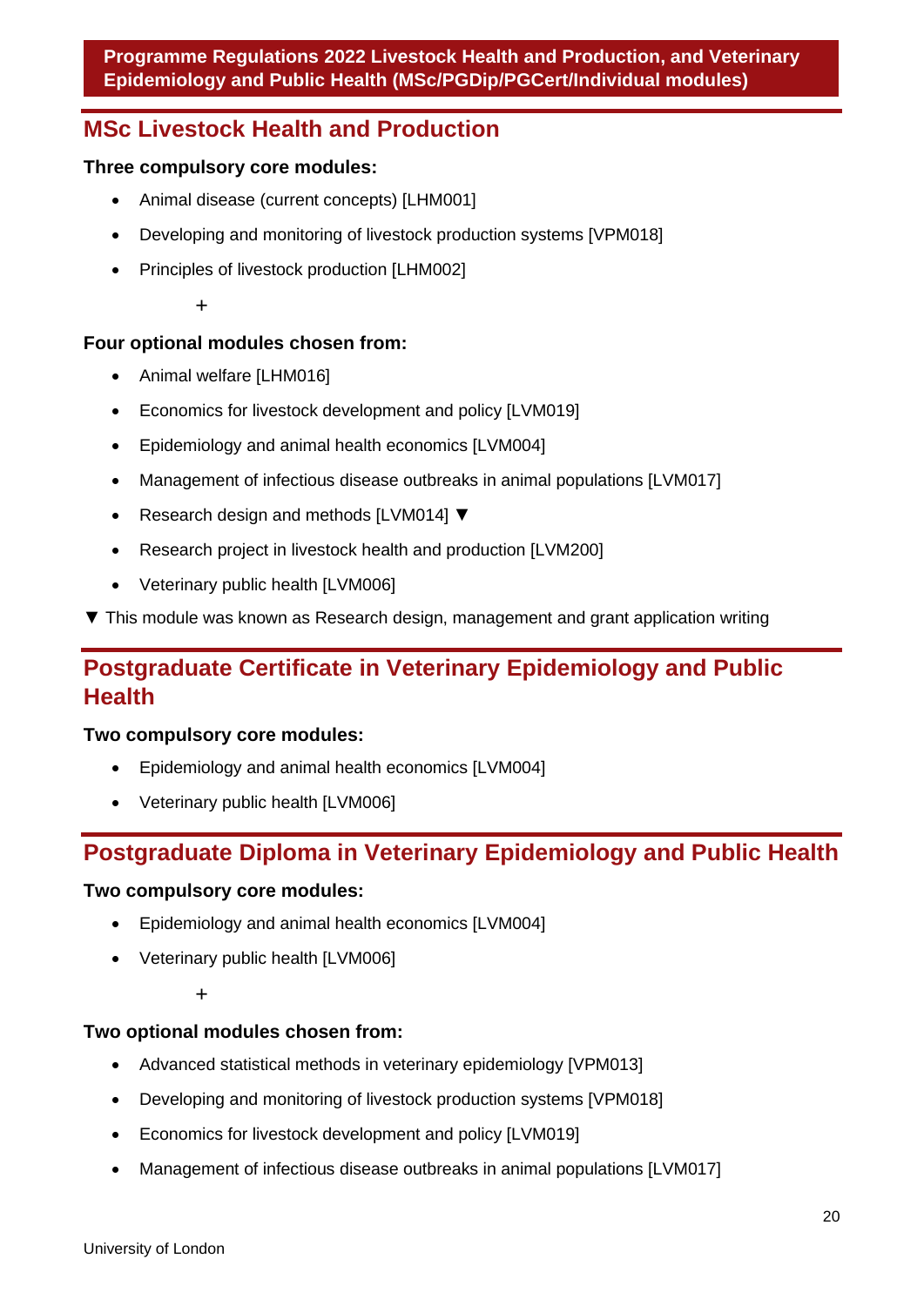## MSc Livestock Health and Production

**Three compulsory core modules:**

- Animal disease (current concepts) [LHM001]
- Developing and monitoring of livestock production systems [VPM018]
- Principles of livestock production [LHM002]

+

**Four optional modules chosen from:**

- Animal welfare [LHM016]
- Economics for livestock development and policy [LVM019]
- Epidemiology and animal health economics [LVM004]
- Management of infectious disease outbreaks in animal populations [LVM017]
- Research design and methods [LVM014] ▼
- Research project in livestock health and production [LVM200]
- Veterinary public health [LVM006]

▼ This module was known as Research design, management and grant application writing

## Postgraduate Certificate in Veterinary Epidemiology and Public Health

**Two compulsory core modules:**

- Epidemiology and animal health economics [LVM004]
- Veterinary public health [LVM006]

## Postgraduate Diploma in Veterinary Epidemiology and Public Health

**Two compulsory core modules:**

- Epidemiology and animal health economics [LVM004]
- Veterinary public health [LVM006]

+

**Two optional modules chosen from:**

- Advanced statistical methods in veterinary epidemiology [VPM013]
- Developing and monitoring of livestock production systems [VPM018]
- Economics for livestock development and policy [LVM019]
- Management of infectious disease outbreaks in animal populations [LVM017]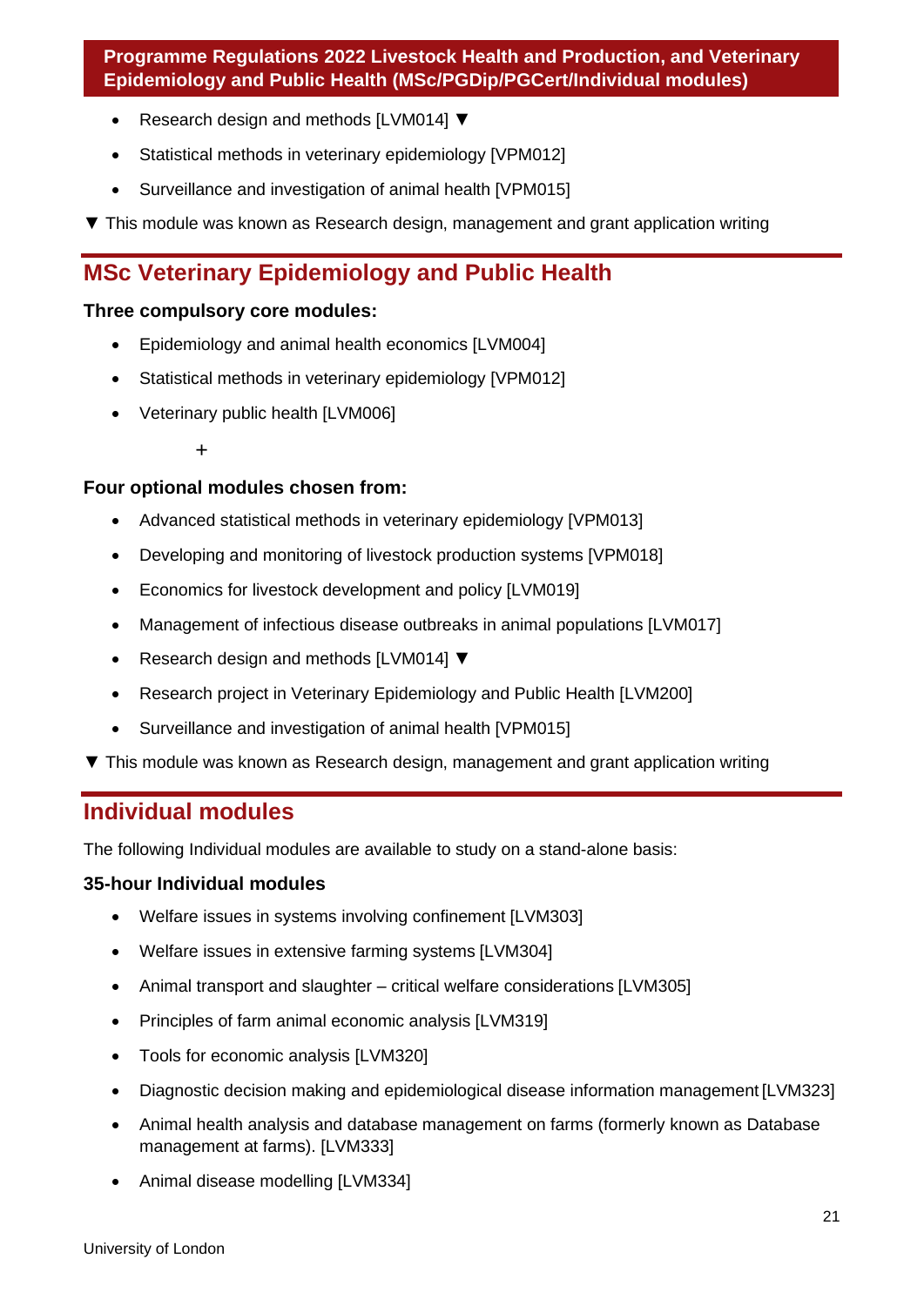- Research design and methods [LVM014] ▼
- Statistical methods in veterinary epidemiology [VPM012]
- Surveillance and investigation of animal health [VPM015]

▼ This module was known as Research design, management and grant application writing

## MSc Veterinary Epidemiology and Public Health

**Three compulsory core modules:**

- Epidemiology and animal health economics [LVM004]
- Statistical methods in veterinary epidemiology [VPM012]
- Veterinary public health [LVM006]

+

**Four optional modules chosen from:**

- Advanced statistical methods in veterinary epidemiology [VPM013]
- Developing and monitoring of livestock production systems [VPM018]
- Economics for livestock development and policy [LVM019]
- Management of infectious disease outbreaks in animal populations [LVM017]
- Research design and methods [LVM014] ▼
- Research project in Veterinary Epidemiology and Public Health [LVM200]
- Surveillance and investigation of animal health [VPM015]

▼ This module was known as Research design, management and grant application writing

## Individual modules

The following Individual modules are available to study on a stand-alone basis:

**35-hour Individual modules**

- Welfare issues in systems involving confinement [LVM303]
- Welfare issues in extensive farming systems [LVM304]
- Animal transport and slaughter – critical welfare considerations [LVM305]
- Principles of farm animal economic analysis [LVM319]
- Tools for economic analysis [LVM320]
- Diagnostic decision making and epidemiological disease information management [LVM323]
- Animal health analysis and database management on farms (formerly known as Database management at farms). [LVM333]
- Animal disease modelling [LVM334]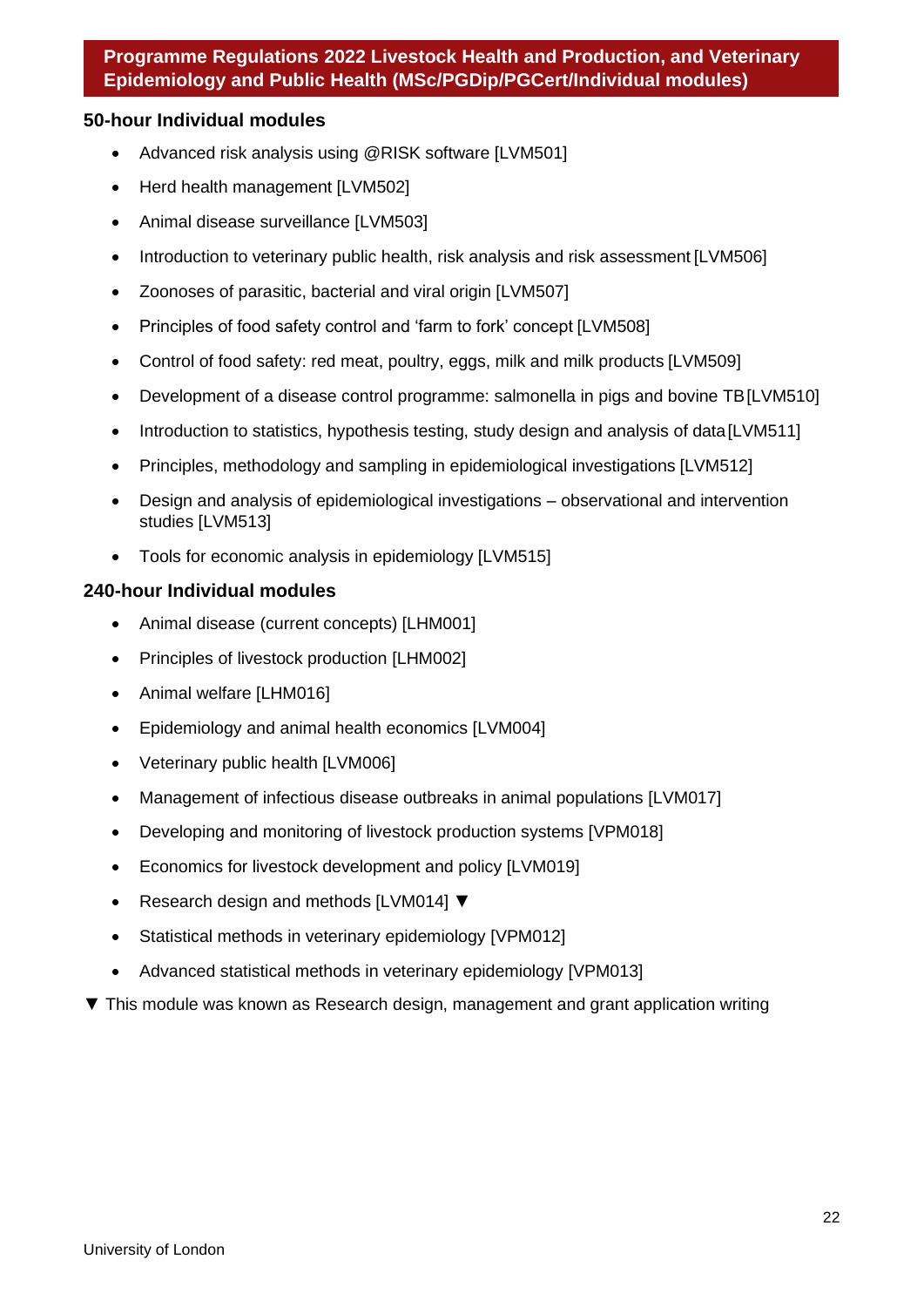## Programme Regulations 2022 Livestock Health and Production, and Veterinary Epidemiology and Public Health (MSc/PGDip/PGCert/Individual modules)

### 50-hour Individual modules

- Advanced risk analysis using @RISK software [LVM501]
- Herd health management [LVM502]
- Animal disease surveillance [LVM503]
- Introduction to veterinary public health, risk analysis and risk assessment [LVM506]
- Zoonoses of parasitic, bacterial and viral origin [LVM507]
- Principles of food safety control and 'farm to fork' concept [LVM508]
- Control of food safety: red meat, poultry, eggs, milk and milk products [LVM509]
- Development of a disease control programme: salmonella in pigs and bovine TB [LVM510]
- Introduction to statistics, hypothesis testing, study design and analysis of data [LVM511]
- Principles, methodology and sampling in epidemiological investigations [LVM512]
- Design and analysis of epidemiological investigations – observational and intervention studies [LVM513]
- Tools for economic analysis in epidemiology [LVM515]

### 240-hour Individual modules

- Animal disease (current concepts) [LHM001]
- Principles of livestock production [LHM002]
- Animal welfare [LHM016]
- Epidemiology and animal health economics [LVM004]
- Veterinary public health [LVM006]
- Management of infectious disease outbreaks in animal populations [LVM017]
- Developing and monitoring of livestock production systems [VPM018]
- Economics for livestock development and policy [LVM019]
- Research design and methods [LVM014] ▼
- Statistical methods in veterinary epidemiology [VPM012]
- Advanced statistical methods in veterinary epidemiology [VPM013]

▼ This module was known as Research design, management and grant application writing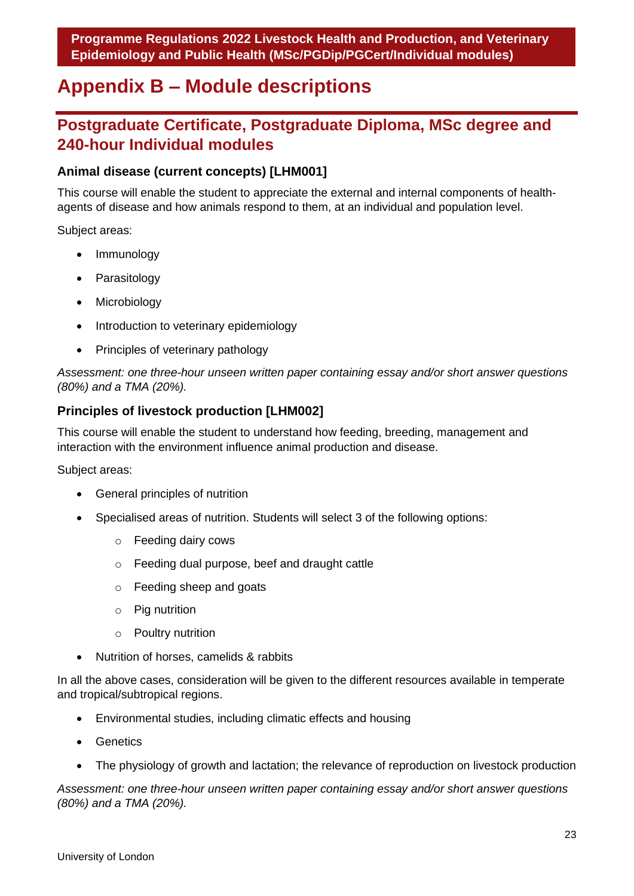# Appendix B – Module descriptions

## Postgraduate Certificate, Postgraduate Diploma, MSc degree and 240-hour Individual modules

### Animal disease (current concepts) [LHM001]

This course will enable the student to appreciate the external and internal components of health-agents of disease and how animals respond to them, at an individual and population level.

Subject areas:

- Immunology
- Parasitology
- Microbiology
- Introduction to veterinary epidemiology
- Principles of veterinary pathology

*Assessment: one three-hour unseen written paper containing essay and/or short answer questions (80%) and a TMA (20%).*

### Principles of livestock production [LHM002]

This course will enable the student to understand how feeding, breeding, management and interaction with the environment influence animal production and disease.

Subject areas:

- General principles of nutrition
- Specialised areas of nutrition. Students will select 3 of the following options:
    - Feeding dairy cows
    - Feeding dual purpose, beef and draught cattle
    - Feeding sheep and goats
    - Pig nutrition
    - Poultry nutrition
- Nutrition of horses, camelids & rabbits

In all the above cases, consideration will be given to the different resources available in temperate and tropical/subtropical regions.

- Environmental studies, including climatic effects and housing
- Genetics
- The physiology of growth and lactation; the relevance of reproduction on livestock production

*Assessment: one three-hour unseen written paper containing essay and/or short answer questions (80%) and a TMA (20%).*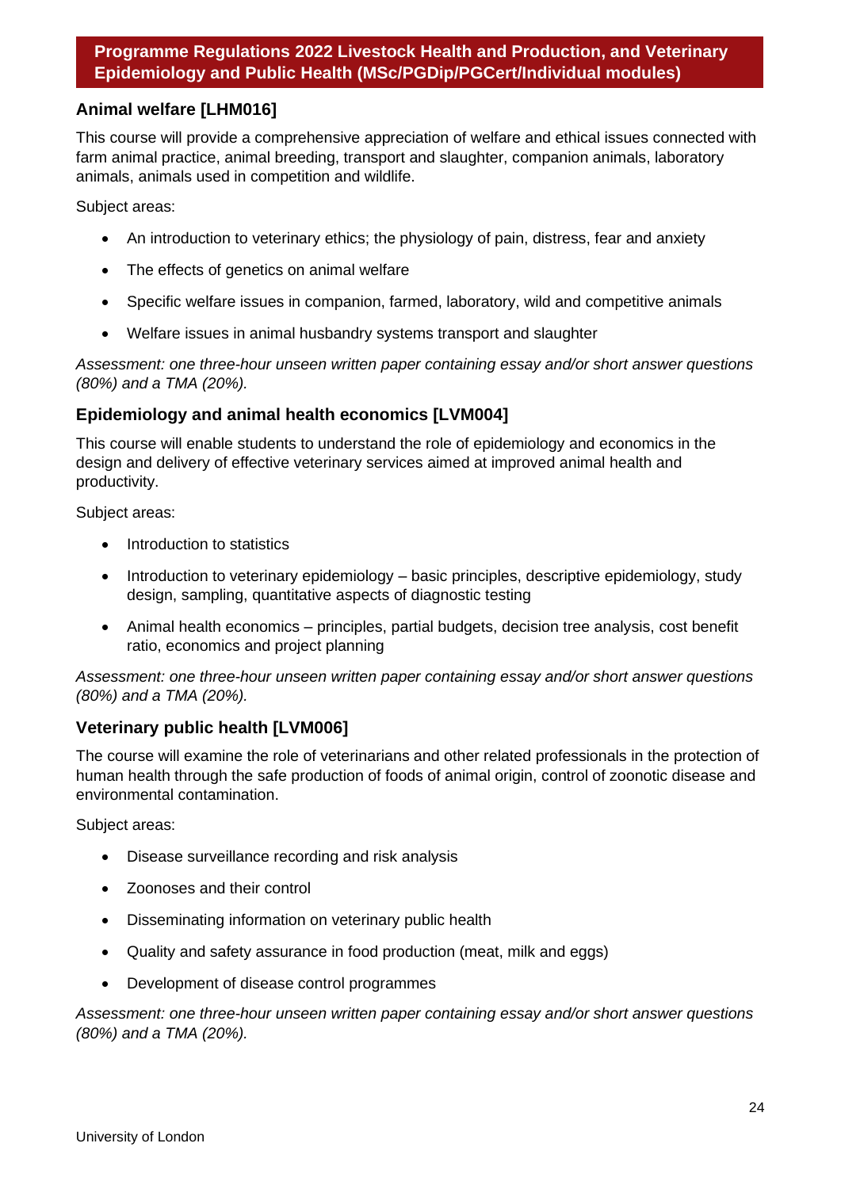### Animal welfare [LHM016]

This course will provide a comprehensive appreciation of welfare and ethical issues connected with farm animal practice, animal breeding, transport and slaughter, companion animals, laboratory animals, animals used in competition and wildlife.

Subject areas:

- An introduction to veterinary ethics; the physiology of pain, distress, fear and anxiety
- The effects of genetics on animal welfare
- Specific welfare issues in companion, farmed, laboratory, wild and competitive animals
- Welfare issues in animal husbandry systems transport and slaughter

*Assessment: one three-hour unseen written paper containing essay and/or short answer questions (80%) and a TMA (20%).*

### Epidemiology and animal health economics [LVM004]

This course will enable students to understand the role of epidemiology and economics in the design and delivery of effective veterinary services aimed at improved animal health and productivity.

Subject areas:

- Introduction to statistics
- Introduction to veterinary epidemiology – basic principles, descriptive epidemiology, study design, sampling, quantitative aspects of diagnostic testing
- Animal health economics – principles, partial budgets, decision tree analysis, cost benefit ratio, economics and project planning

*Assessment: one three-hour unseen written paper containing essay and/or short answer questions (80%) and a TMA (20%).*

### Veterinary public health [LVM006]

The course will examine the role of veterinarians and other related professionals in the protection of human health through the safe production of foods of animal origin, control of zoonotic disease and environmental contamination.

Subject areas:

- Disease surveillance recording and risk analysis
- Zoonoses and their control
- Disseminating information on veterinary public health
- Quality and safety assurance in food production (meat, milk and eggs)
- Development of disease control programmes

*Assessment: one three-hour unseen written paper containing essay and/or short answer questions (80%) and a TMA (20%).*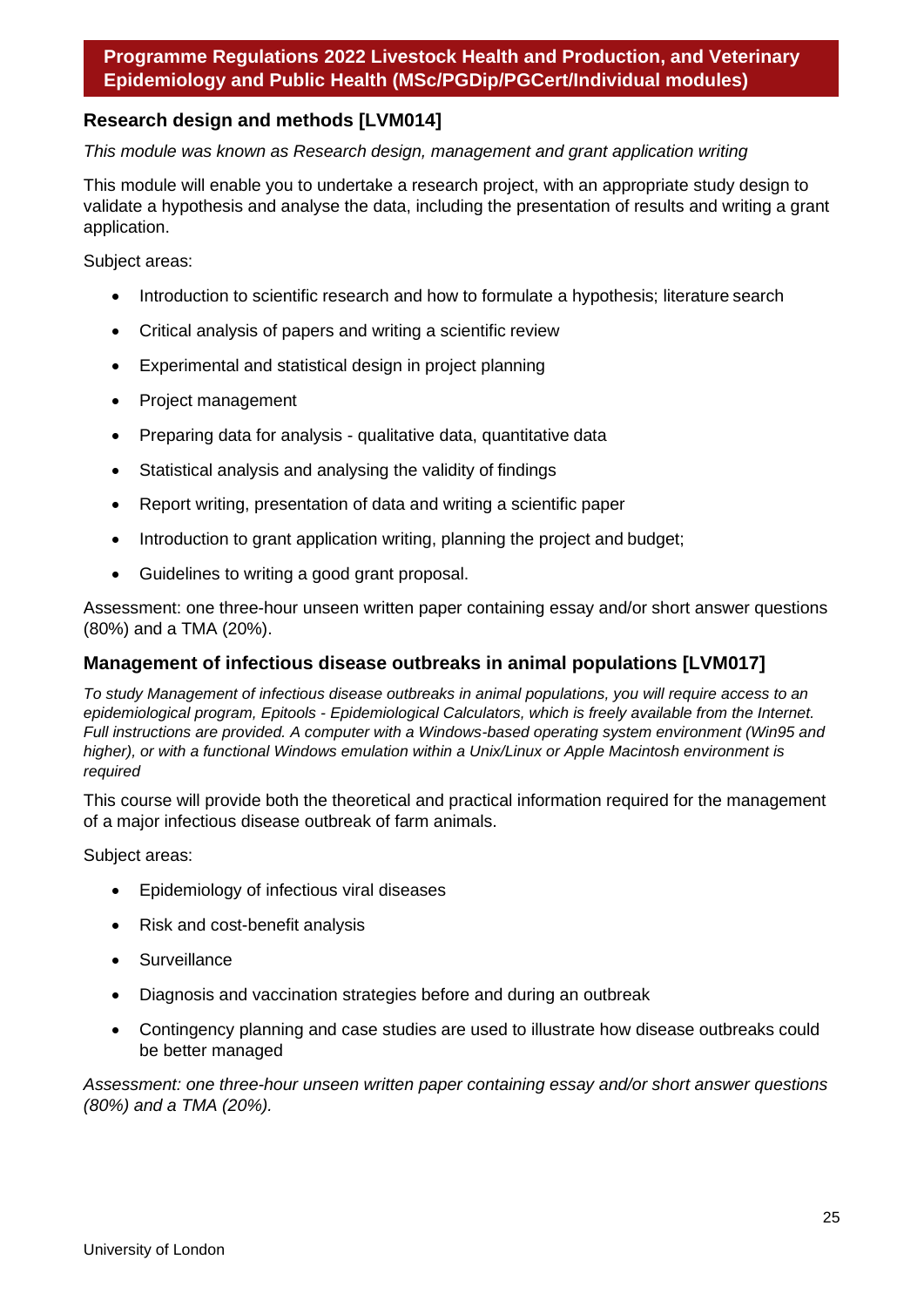## Research design and methods [LVM014]

*This module was known as Research design, management and grant application writing*

This module will enable you to undertake a research project, with an appropriate study design to validate a hypothesis and analyse the data, including the presentation of results and writing a grant application.

Subject areas:

- Introduction to scientific research and how to formulate a hypothesis; literature search
- Critical analysis of papers and writing a scientific review
- Experimental and statistical design in project planning
- Project management
- Preparing data for analysis - qualitative data, quantitative data
- Statistical analysis and analysing the validity of findings
- Report writing, presentation of data and writing a scientific paper
- Introduction to grant application writing, planning the project and budget;
- Guidelines to writing a good grant proposal.

Assessment: one three-hour unseen written paper containing essay and/or short answer questions (80%) and a TMA (20%).

## Management of infectious disease outbreaks in animal populations [LVM017]

*To study Management of infectious disease outbreaks in animal populations, you will require access to an epidemiological program, Epitools - Epidemiological Calculators, which is freely available from the Internet. Full instructions are provided. A computer with a Windows-based operating system environment (Win95 and higher), or with a functional Windows emulation within a Unix/Linux or Apple Macintosh environment is required*

This course will provide both the theoretical and practical information required for the management of a major infectious disease outbreak of farm animals.

Subject areas:

- Epidemiology of infectious viral diseases
- Risk and cost-benefit analysis
- Surveillance
- Diagnosis and vaccination strategies before and during an outbreak
- Contingency planning and case studies are used to illustrate how disease outbreaks could be better managed

*Assessment: one three-hour unseen written paper containing essay and/or short answer questions (80%) and a TMA (20%).*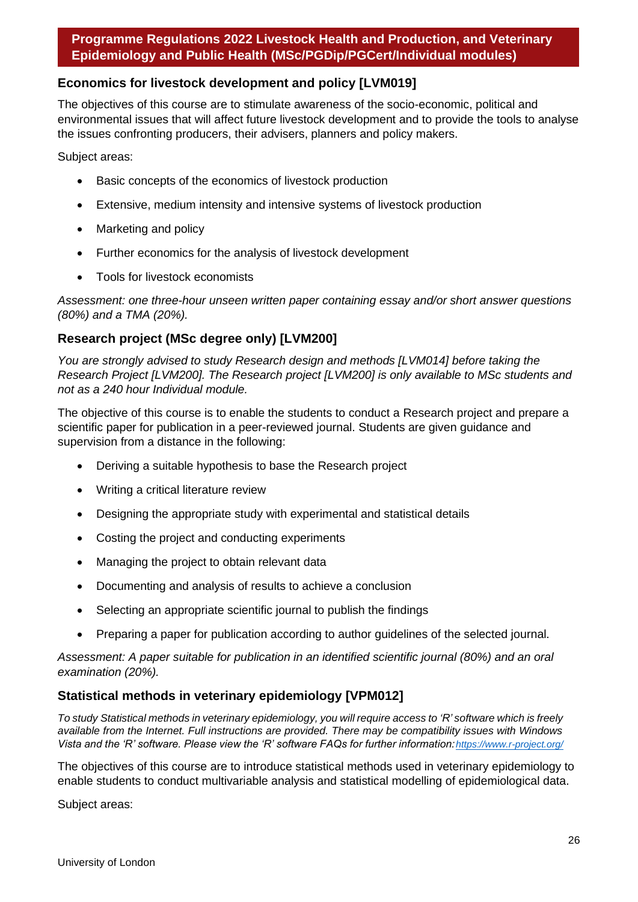## Economics for livestock development and policy [LVM019]

The objectives of this course are to stimulate awareness of the socio-economic, political and environmental issues that will affect future livestock development and to provide the tools to analyse the issues confronting producers, their advisers, planners and policy makers.

Subject areas:

- Basic concepts of the economics of livestock production
- Extensive, medium intensity and intensive systems of livestock production
- Marketing and policy
- Further economics for the analysis of livestock development
- Tools for livestock economists

*Assessment: one three-hour unseen written paper containing essay and/or short answer questions (80%) and a TMA (20%).*

## Research project (MSc degree only) [LVM200]

*You are strongly advised to study Research design and methods [LVM014] before taking the Research Project [LVM200]. The Research project [LVM200] is only available to MSc students and not as a 240 hour Individual module.*

The objective of this course is to enable the students to conduct a Research project and prepare a scientific paper for publication in a peer-reviewed journal. Students are given guidance and supervision from a distance in the following:

- Deriving a suitable hypothesis to base the Research project
- Writing a critical literature review
- Designing the appropriate study with experimental and statistical details
- Costing the project and conducting experiments
- Managing the project to obtain relevant data
- Documenting and analysis of results to achieve a conclusion
- Selecting an appropriate scientific journal to publish the findings
- Preparing a paper for publication according to author guidelines of the selected journal.

*Assessment: A paper suitable for publication in an identified scientific journal (80%) and an oral examination (20%).*

## Statistical methods in veterinary epidemiology [VPM012]

*To study Statistical methods in veterinary epidemiology, you will require access to 'R' software which is freely available from the Internet. Full instructions are provided. There may be compatibility issues with Windows Vista and the 'R' software. Please view the 'R' software FAQs for further information: https://www.r-project.org/*

The objectives of this course are to introduce statistical methods used in veterinary epidemiology to enable students to conduct multivariable analysis and statistical modelling of epidemiological data.

Subject areas: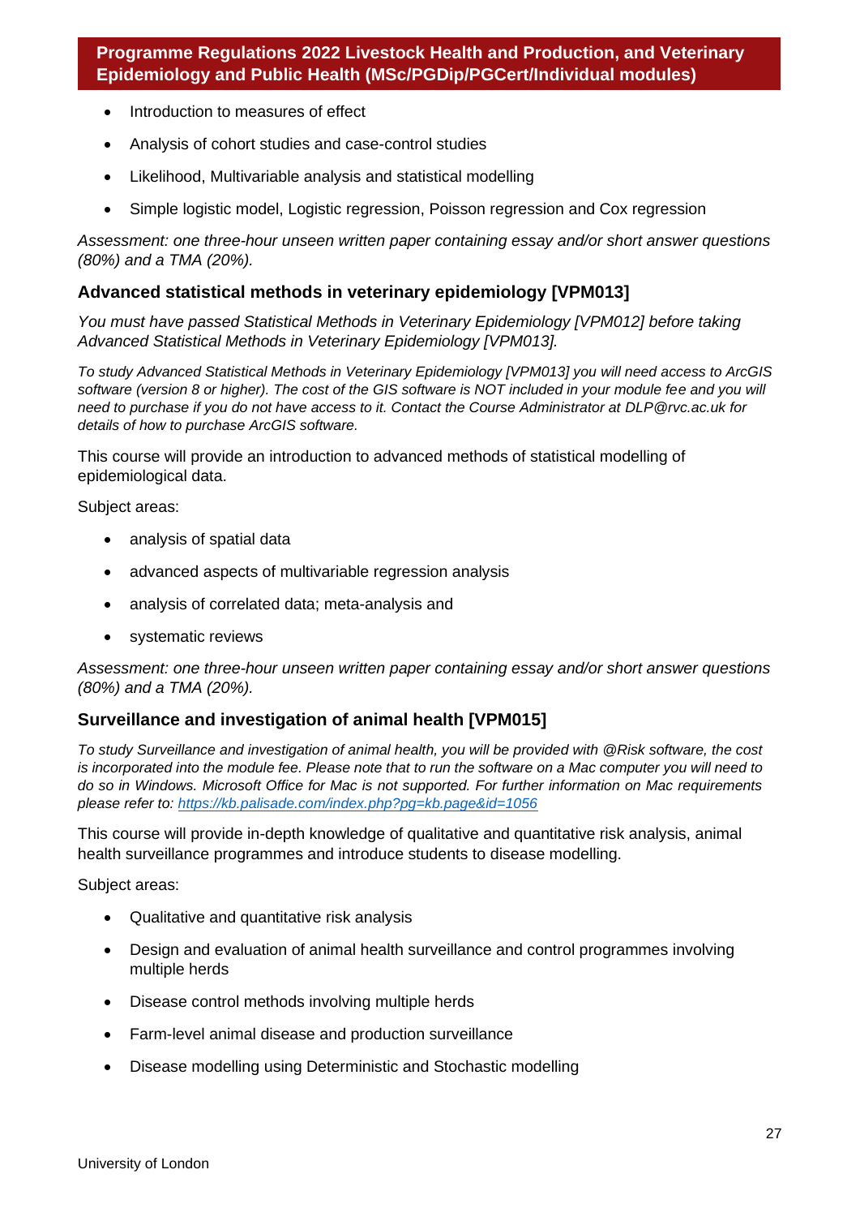- Introduction to measures of effect
- Analysis of cohort studies and case-control studies
- Likelihood, Multivariable analysis and statistical modelling
- Simple logistic model, Logistic regression, Poisson regression and Cox regression

*Assessment: one three-hour unseen written paper containing essay and/or short answer questions (80%) and a TMA (20%).*

### Advanced statistical methods in veterinary epidemiology [VPM013]

*You must have passed Statistical Methods in Veterinary Epidemiology [VPM012] before taking Advanced Statistical Methods in Veterinary Epidemiology [VPM013].*

*To study Advanced Statistical Methods in Veterinary Epidemiology [VPM013] you will need access to ArcGIS software (version 8 or higher). The cost of the GIS software is NOT included in your module fee and you will need to purchase if you do not have access to it. Contact the Course Administrator at DLP@rvc.ac.uk for details of how to purchase ArcGIS software.*

This course will provide an introduction to advanced methods of statistical modelling of epidemiological data.

Subject areas:

- analysis of spatial data
- advanced aspects of multivariable regression analysis
- analysis of correlated data; meta-analysis and
- systematic reviews

*Assessment: one three-hour unseen written paper containing essay and/or short answer questions (80%) and a TMA (20%).*

### Surveillance and investigation of animal health [VPM015]

*To study Surveillance and investigation of animal health, you will be provided with @Risk software, the cost is incorporated into the module fee. Please note that to run the software on a Mac computer you will need to do so in Windows. Microsoft Office for Mac is not supported. For further information on Mac requirements please refer to: [https://kb.palisade.com/index.php?pg=kb.page&id=1056](https://kb.palisade.com/index.php?pg=kb.page&id=1056)*

This course will provide in-depth knowledge of qualitative and quantitative risk analysis, animal health surveillance programmes and introduce students to disease modelling.

Subject areas:

- Qualitative and quantitative risk analysis
- Design and evaluation of animal health surveillance and control programmes involving multiple herds
- Disease control methods involving multiple herds
- Farm-level animal disease and production surveillance
- Disease modelling using Deterministic and Stochastic modelling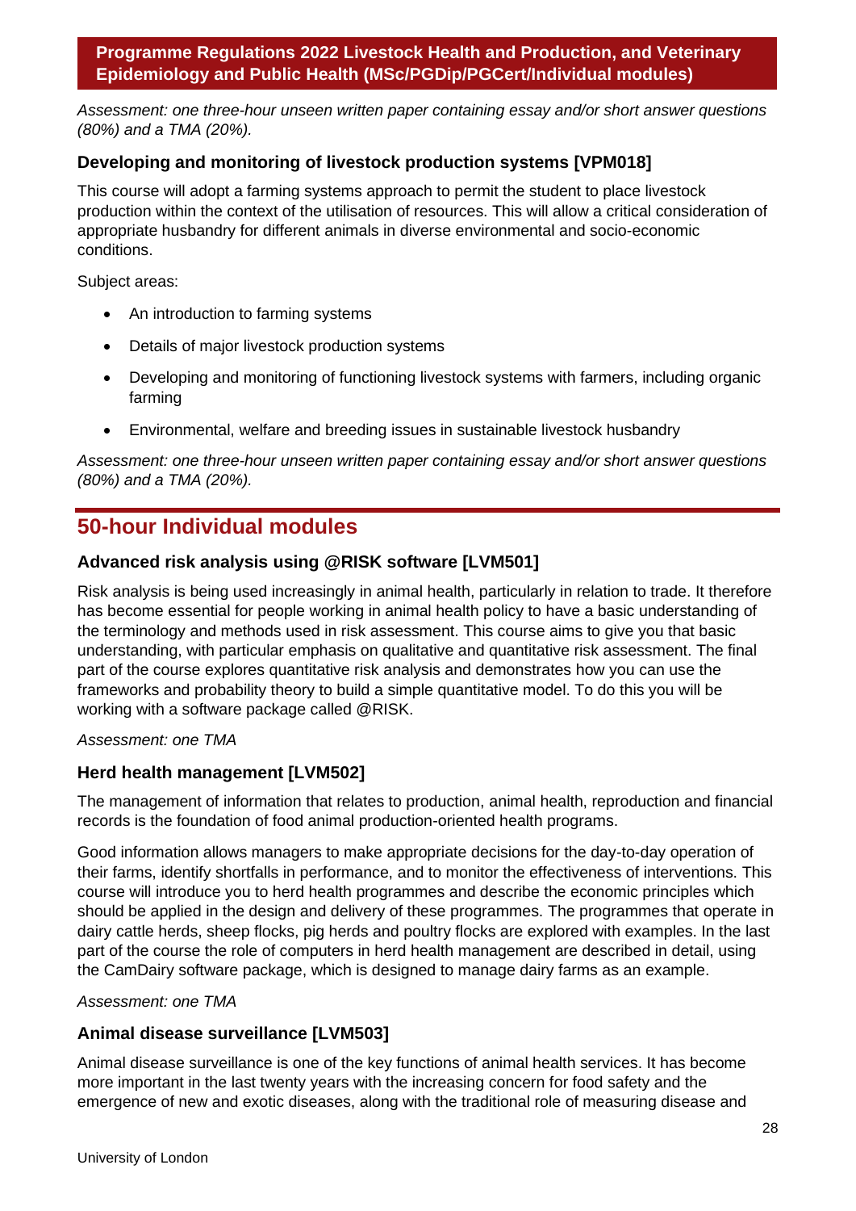*Assessment: one three-hour unseen written paper containing essay and/or short answer questions (80%) and a TMA (20%).*

### Developing and monitoring of livestock production systems [VPM018]

This course will adopt a farming systems approach to permit the student to place livestock production within the context of the utilisation of resources. This will allow a critical consideration of appropriate husbandry for different animals in diverse environmental and socio-economic conditions.

Subject areas:

- An introduction to farming systems
- Details of major livestock production systems
- Developing and monitoring of functioning livestock systems with farmers, including organic farming
- Environmental, welfare and breeding issues in sustainable livestock husbandry

*Assessment: one three-hour unseen written paper containing essay and/or short answer questions (80%) and a TMA (20%).*

## 50-hour Individual modules

### Advanced risk analysis using @RISK software [LVM501]

Risk analysis is being used increasingly in animal health, particularly in relation to trade. It therefore has become essential for people working in animal health policy to have a basic understanding of the terminology and methods used in risk assessment. This course aims to give you that basic understanding, with particular emphasis on qualitative and quantitative risk assessment. The final part of the course explores quantitative risk analysis and demonstrates how you can use the frameworks and probability theory to build a simple quantitative model. To do this you will be working with a software package called @RISK.

*Assessment: one TMA*

### Herd health management [LVM502]

The management of information that relates to production, animal health, reproduction and financial records is the foundation of food animal production-oriented health programs.

Good information allows managers to make appropriate decisions for the day-to-day operation of their farms, identify shortfalls in performance, and to monitor the effectiveness of interventions. This course will introduce you to herd health programmes and describe the economic principles which should be applied in the design and delivery of these programmes. The programmes that operate in dairy cattle herds, sheep flocks, pig herds and poultry flocks are explored with examples. In the last part of the course the role of computers in herd health management are described in detail, using the CamDairy software package, which is designed to manage dairy farms as an example.

*Assessment: one TMA*

### Animal disease surveillance [LVM503]

Animal disease surveillance is one of the key functions of animal health services. It has become more important in the last twenty years with the increasing concern for food safety and the emergence of new and exotic diseases, along with the traditional role of measuring disease and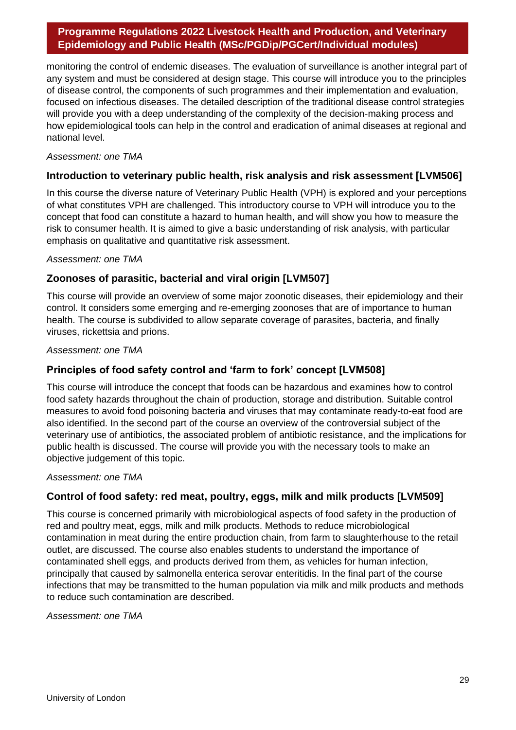monitoring the control of endemic diseases. The evaluation of surveillance is another integral part of any system and must be considered at design stage. This course will introduce you to the principles of disease control, the components of such programmes and their implementation and evaluation, focused on infectious diseases. The detailed description of the traditional disease control strategies will provide you with a deep understanding of the complexity of the decision-making process and how epidemiological tools can help in the control and eradication of animal diseases at regional and national level.

*Assessment: one TMA*

### Introduction to veterinary public health, risk analysis and risk assessment [LVM506]

In this course the diverse nature of Veterinary Public Health (VPH) is explored and your perceptions of what constitutes VPH are challenged. This introductory course to VPH will introduce you to the concept that food can constitute a hazard to human health, and will show you how to measure the risk to consumer health. It is aimed to give a basic understanding of risk analysis, with particular emphasis on qualitative and quantitative risk assessment.

*Assessment: one TMA*

### Zoonoses of parasitic, bacterial and viral origin [LVM507]

This course will provide an overview of some major zoonotic diseases, their epidemiology and their control. It considers some emerging and re-emerging zoonoses that are of importance to human health. The course is subdivided to allow separate coverage of parasites, bacteria, and finally viruses, rickettsia and prions.

*Assessment: one TMA*

### Principles of food safety control and 'farm to fork' concept [LVM508]

This course will introduce the concept that foods can be hazardous and examines how to control food safety hazards throughout the chain of production, storage and distribution. Suitable control measures to avoid food poisoning bacteria and viruses that may contaminate ready-to-eat food are also identified. In the second part of the course an overview of the controversial subject of the veterinary use of antibiotics, the associated problem of antibiotic resistance, and the implications for public health is discussed. The course will provide you with the necessary tools to make an objective judgement of this topic.

*Assessment: one TMA*

### Control of food safety: red meat, poultry, eggs, milk and milk products [LVM509]

This course is concerned primarily with microbiological aspects of food safety in the production of red and poultry meat, eggs, milk and milk products. Methods to reduce microbiological contamination in meat during the entire production chain, from farm to slaughterhouse to the retail outlet, are discussed. The course also enables students to understand the importance of contaminated shell eggs, and products derived from them, as vehicles for human infection, principally that caused by salmonella enterica serovar enteritidis. In the final part of the course infections that may be transmitted to the human population via milk and milk products and methods to reduce such contamination are described.

*Assessment: one TMA*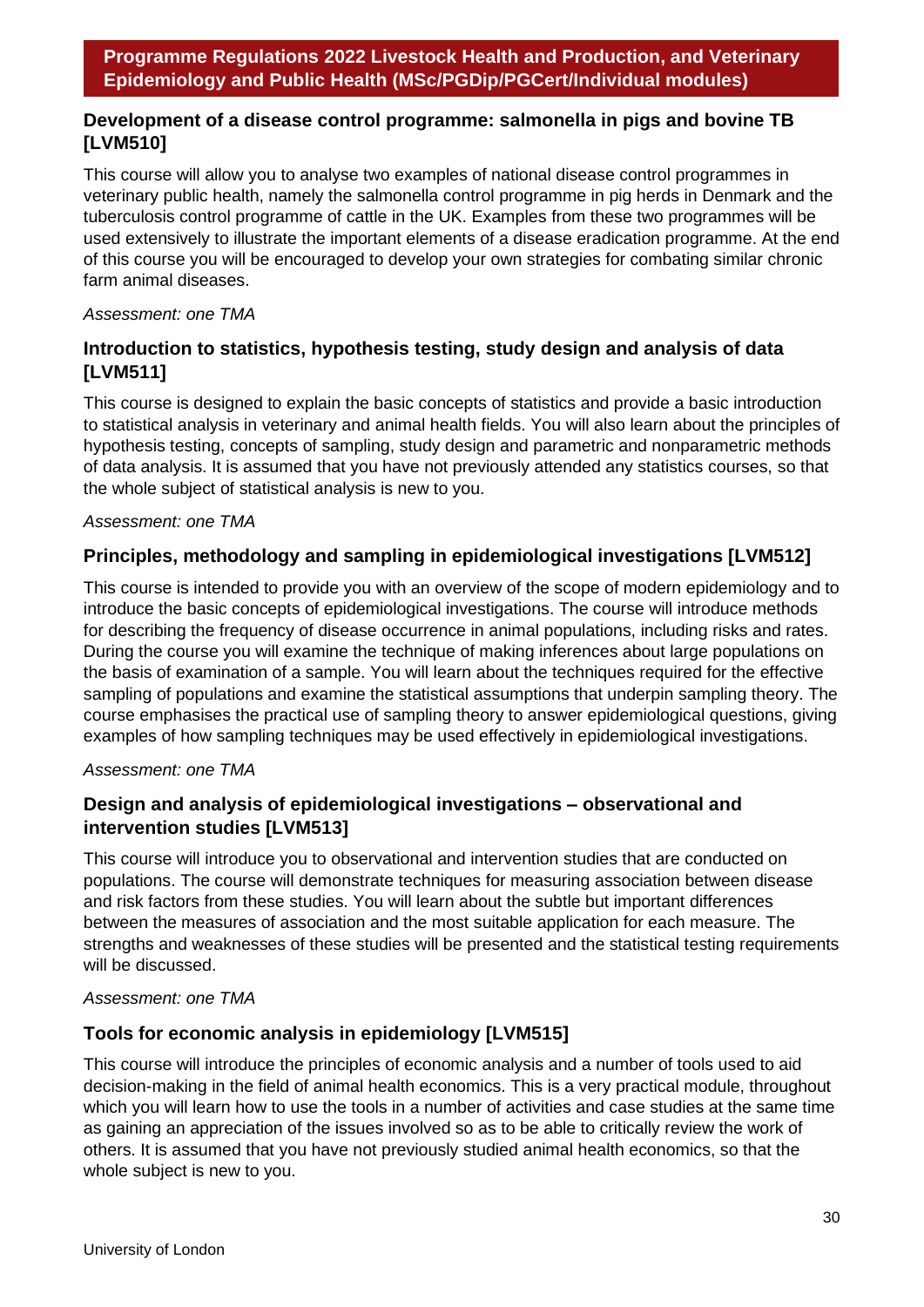### Development of a disease control programme: salmonella in pigs and bovine TB [LVM510]

This course will allow you to analyse two examples of national disease control programmes in veterinary public health, namely the salmonella control programme in pig herds in Denmark and the tuberculosis control programme of cattle in the UK. Examples from these two programmes will be used extensively to illustrate the important elements of a disease eradication programme. At the end of this course you will be encouraged to develop your own strategies for combating similar chronic farm animal diseases.

*Assessment: one TMA*

### Introduction to statistics, hypothesis testing, study design and analysis of data [LVM511]

This course is designed to explain the basic concepts of statistics and provide a basic introduction to statistical analysis in veterinary and animal health fields. You will also learn about the principles of hypothesis testing, concepts of sampling, study design and parametric and nonparametric methods of data analysis. It is assumed that you have not previously attended any statistics courses, so that the whole subject of statistical analysis is new to you.

*Assessment: one TMA*

### Principles, methodology and sampling in epidemiological investigations [LVM512]

This course is intended to provide you with an overview of the scope of modern epidemiology and to introduce the basic concepts of epidemiological investigations. The course will introduce methods for describing the frequency of disease occurrence in animal populations, including risks and rates. During the course you will examine the technique of making inferences about large populations on the basis of examination of a sample. You will learn about the techniques required for the effective sampling of populations and examine the statistical assumptions that underpin sampling theory. The course emphasises the practical use of sampling theory to answer epidemiological questions, giving examples of how sampling techniques may be used effectively in epidemiological investigations.

*Assessment: one TMA*

### Design and analysis of epidemiological investigations – observational and intervention studies [LVM513]

This course will introduce you to observational and intervention studies that are conducted on populations. The course will demonstrate techniques for measuring association between disease and risk factors from these studies. You will learn about the subtle but important differences between the measures of association and the most suitable application for each measure. The strengths and weaknesses of these studies will be presented and the statistical testing requirements will be discussed.

*Assessment: one TMA*

### Tools for economic analysis in epidemiology [LVM515]

This course will introduce the principles of economic analysis and a number of tools used to aid decision-making in the field of animal health economics. This is a very practical module, throughout which you will learn how to use the tools in a number of activities and case studies at the same time as gaining an appreciation of the issues involved so as to be able to critically review the work of others. It is assumed that you have not previously studied animal health economics, so that the whole subject is new to you.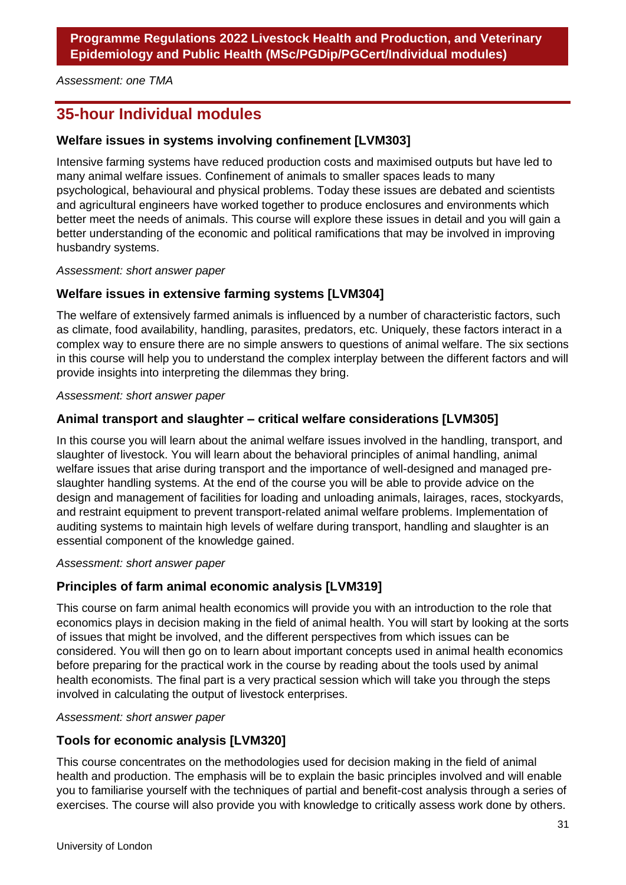*Assessment: one TMA*

## 35-hour Individual modules

### Welfare issues in systems involving confinement [LVM303]

Intensive farming systems have reduced production costs and maximised outputs but have led to many animal welfare issues. Confinement of animals to smaller spaces leads to many psychological, behavioural and physical problems. Today these issues are debated and scientists and agricultural engineers have worked together to produce enclosures and environments which better meet the needs of animals. This course will explore these issues in detail and you will gain a better understanding of the economic and political ramifications that may be involved in improving husbandry systems.

*Assessment: short answer paper*

### Welfare issues in extensive farming systems [LVM304]

The welfare of extensively farmed animals is influenced by a number of characteristic factors, such as climate, food availability, handling, parasites, predators, etc. Uniquely, these factors interact in a complex way to ensure there are no simple answers to questions of animal welfare. The six sections in this course will help you to understand the complex interplay between the different factors and will provide insights into interpreting the dilemmas they bring.

*Assessment: short answer paper*

### Animal transport and slaughter – critical welfare considerations [LVM305]

In this course you will learn about the animal welfare issues involved in the handling, transport, and slaughter of livestock. You will learn about the behavioral principles of animal handling, animal welfare issues that arise during transport and the importance of well-designed and managed pre-slaughter handling systems. At the end of the course you will be able to provide advice on the design and management of facilities for loading and unloading animals, lairages, races, stockyards, and restraint equipment to prevent transport-related animal welfare problems. Implementation of auditing systems to maintain high levels of welfare during transport, handling and slaughter is an essential component of the knowledge gained.

*Assessment: short answer paper*

### Principles of farm animal economic analysis [LVM319]

This course on farm animal health economics will provide you with an introduction to the role that economics plays in decision making in the field of animal health. You will start by looking at the sorts of issues that might be involved, and the different perspectives from which issues can be considered. You will then go on to learn about important concepts used in animal health economics before preparing for the practical work in the course by reading about the tools used by animal health economists. The final part is a very practical session which will take you through the steps involved in calculating the output of livestock enterprises.

*Assessment: short answer paper*

### Tools for economic analysis [LVM320]

This course concentrates on the methodologies used for decision making in the field of animal health and production. The emphasis will be to explain the basic principles involved and will enable you to familiarise yourself with the techniques of partial and benefit-cost analysis through a series of exercises. The course will also provide you with knowledge to critically assess work done by others.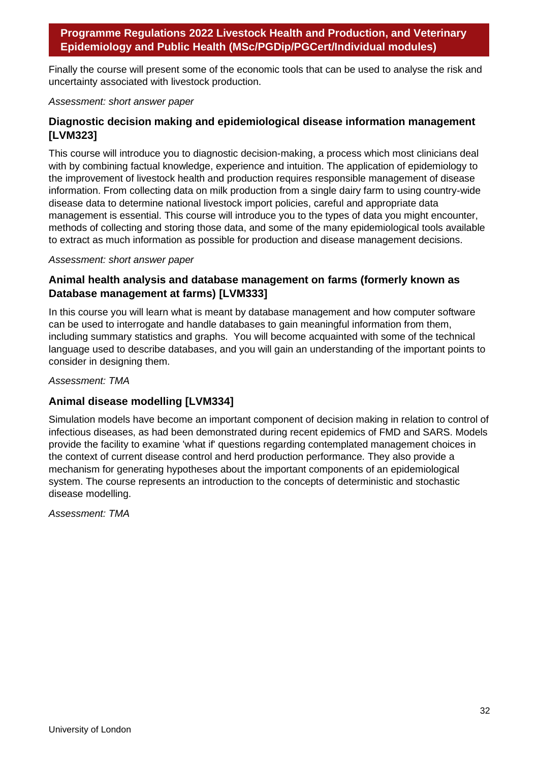Finally the course will present some of the economic tools that can be used to analyse the risk and uncertainty associated with livestock production.

*Assessment: short answer paper*

### Diagnostic decision making and epidemiological disease information management [LVM323]

This course will introduce you to diagnostic decision-making, a process which most clinicians deal with by combining factual knowledge, experience and intuition. The application of epidemiology to the improvement of livestock health and production requires responsible management of disease information. From collecting data on milk production from a single dairy farm to using country-wide disease data to determine national livestock import policies, careful and appropriate data management is essential. This course will introduce you to the types of data you might encounter, methods of collecting and storing those data, and some of the many epidemiological tools available to extract as much information as possible for production and disease management decisions.

*Assessment: short answer paper*

### Animal health analysis and database management on farms (formerly known as Database management at farms) [LVM333]

In this course you will learn what is meant by database management and how computer software can be used to interrogate and handle databases to gain meaningful information from them, including summary statistics and graphs. You will become acquainted with some of the technical language used to describe databases, and you will gain an understanding of the important points to consider in designing them.

*Assessment: TMA*

### Animal disease modelling [LVM334]

Simulation models have become an important component of decision making in relation to control of infectious diseases, as had been demonstrated during recent epidemics of FMD and SARS. Models provide the facility to examine 'what if' questions regarding contemplated management choices in the context of current disease control and herd production performance. They also provide a mechanism for generating hypotheses about the important components of an epidemiological system. The course represents an introduction to the concepts of deterministic and stochastic disease modelling.

*Assessment: TMA*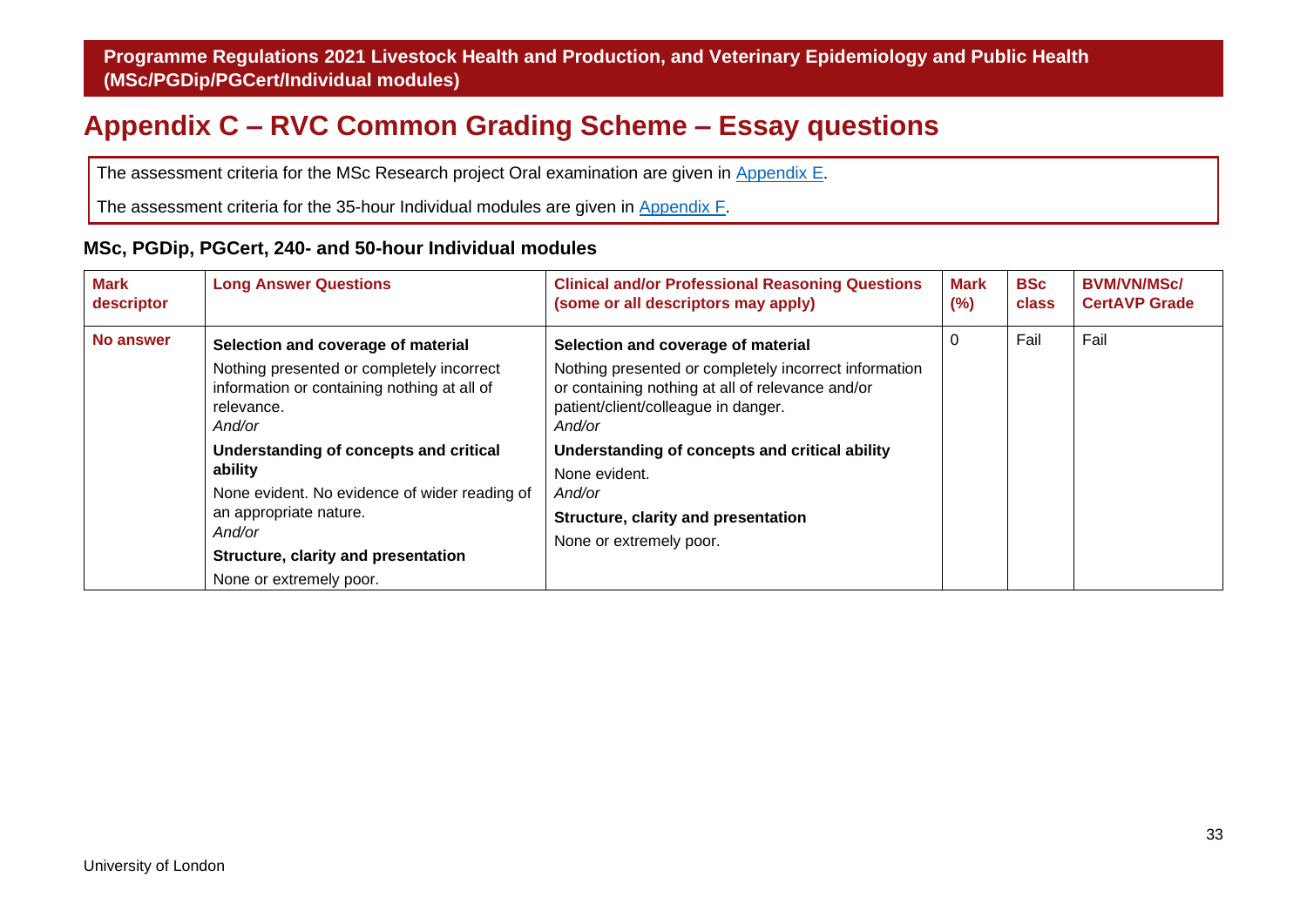# Appendix C – RVC Common Grading Scheme – Essay questions

The assessment criteria for the MSc Research project Oral examination are given in Appendix E.

The assessment criteria for the 35-hour Individual modules are given in Appendix F.

### MSc, PGDip, PGCert, 240- and 50-hour Individual modules

| Mark descriptor | Long Answer Questions | Clinical and/or Professional Reasoning Questions (some or all descriptors may apply) | Mark (%) | BSc class | BVM/VN/MSc/ CertAVP Grade |
|---|---|---|---|---|---|
| **No answer** | **Selection and coverage of material** Nothing presented or completely incorrect information or containing nothing at all of relevance. *And/or* **Understanding of concepts and critical ability** None evident. No evidence of wider reading of an appropriate nature. *And/or* **Structure, clarity and presentation** None or extremely poor. | **Selection and coverage of material** Nothing presented or completely incorrect information or containing nothing at all of relevance and/or patient/client/colleague in danger. *And/or* **Understanding of concepts and critical ability** None evident. *And/or* **Structure, clarity and presentation** None or extremely poor. | 0 | Fail | Fail |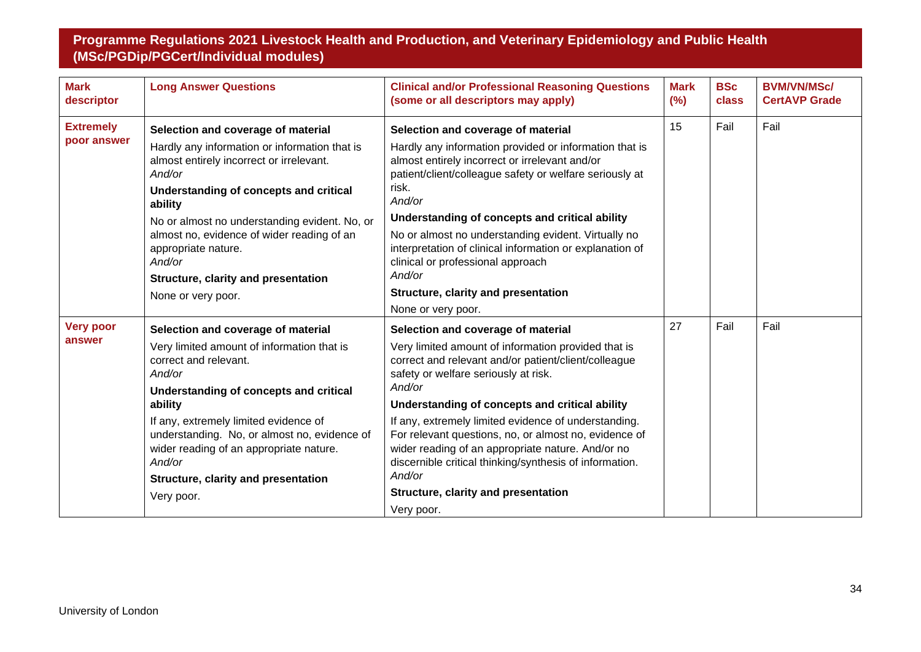| Mark descriptor | Long Answer Questions | Clinical and/or Professional Reasoning Questions (some or all descriptors may apply) | Mark (%) | BSc class | BVM/VN/MSc/ CertAVP Grade |
|---|---|---|---|---|---|
| **Extremely poor answer** | **Selection and coverage of material**<br>Hardly any information or information that is almost entirely incorrect or irrelevant.<br>*And/or*<br>**Understanding of concepts and critical ability**<br>No or almost no understanding evident. No, or almost no, evidence of wider reading of an appropriate nature.<br>*And/or*<br>**Structure, clarity and presentation**<br>None or very poor. | **Selection and coverage of material**<br>Hardly any information provided or information that is almost entirely incorrect or irrelevant and/or patient/client/colleague safety or welfare seriously at risk.<br>*And/or*<br>**Understanding of concepts and critical ability**<br>No or almost no understanding evident. Virtually no interpretation of clinical information or explanation of clinical or professional approach<br>*And/or*<br>**Structure, clarity and presentation**<br>None or very poor. | 15 | Fail | Fail |
| **Very poor answer** | **Selection and coverage of material**<br>Very limited amount of information that is correct and relevant.<br>*And/or*<br>**Understanding of concepts and critical ability**<br>If any, extremely limited evidence of understanding. No, or almost no, evidence of wider reading of an appropriate nature.<br>*And/or*<br>**Structure, clarity and presentation**<br>Very poor. | **Selection and coverage of material**<br>Very limited amount of information provided that is correct and relevant and/or patient/client/colleague safety or welfare seriously at risk.<br>*And/or*<br>**Understanding of concepts and critical ability**<br>If any, extremely limited evidence of understanding. For relevant questions, no, or almost no, evidence of wider reading of an appropriate nature. And/or no discernible critical thinking/synthesis of information.<br>*And/or*<br>**Structure, clarity and presentation**<br>Very poor. | 27 | Fail | Fail |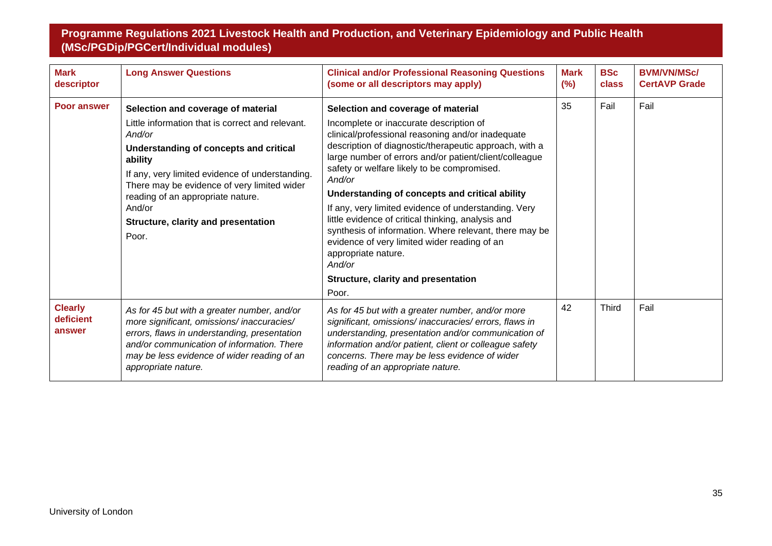## Programme Regulations 2021 Livestock Health and Production, and Veterinary Epidemiology and Public Health (MSc/PGDip/PGCert/Individual modules)

| Mark descriptor | Long Answer Questions | Clinical and/or Professional Reasoning Questions (some or all descriptors may apply) | Mark (%) | BSc class | BVM/VN/MSc/ CertAVP Grade |
|---|---|---|---|---|---|
| **Poor answer** | **Selection and coverage of material**<br>Little information that is correct and relevant.<br>*And/or*<br>**Understanding of concepts and critical ability**<br>If any, very limited evidence of understanding. There may be evidence of very limited wider reading of an appropriate nature.<br>And/or<br>**Structure, clarity and presentation**<br>Poor. | **Selection and coverage of material**<br>Incomplete or inaccurate description of clinical/professional reasoning and/or inadequate description of diagnostic/therapeutic approach, with a large number of errors and/or patient/client/colleague safety or welfare likely to be compromised.<br>*And/or*<br>**Understanding of concepts and critical ability**<br>If any, very limited evidence of understanding. Very little evidence of critical thinking, analysis and synthesis of information. Where relevant, there may be evidence of very limited wider reading of an appropriate nature.<br>*And/or*<br>**Structure, clarity and presentation**<br>Poor. | 35 | Fail | Fail |
| **Clearly deficient answer** | *As for 45 but with a greater number, and/or more significant, omissions/ inaccuracies/ errors, flaws in understanding, presentation and/or communication of information. There may be less evidence of wider reading of an appropriate nature.* | *As for 45 but with a greater number, and/or more significant, omissions/ inaccuracies/ errors, flaws in understanding, presentation and/or communication of information and/or patient, client or colleague safety concerns. There may be less evidence of wider reading of an appropriate nature.* | 42 | Third | Fail |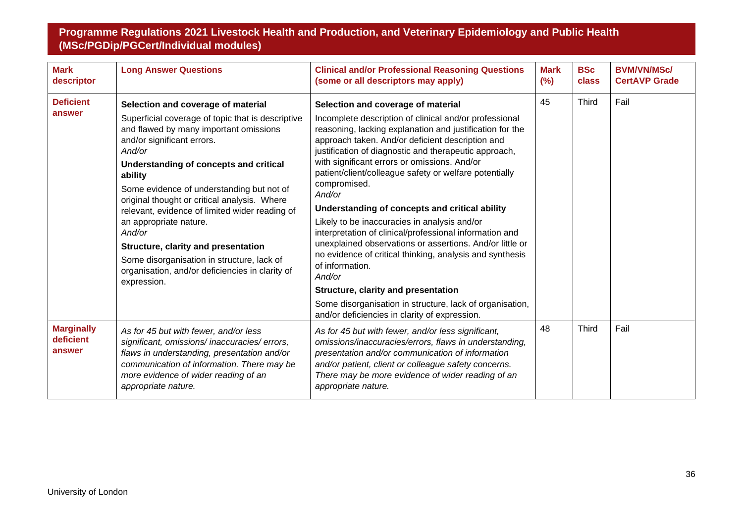## Programme Regulations 2021 Livestock Health and Production, and Veterinary Epidemiology and Public Health (MSc/PGDip/PGCert/Individual modules)

| Mark descriptor | Long Answer Questions | Clinical and/or Professional Reasoning Questions (some or all descriptors may apply) | Mark (%) | BSc class | BVM/VN/MSc/ CertAVP Grade |
|---|---|---|---|---|---|
| **Deficient answer** | **Selection and coverage of material**<br>Superficial coverage of topic that is descriptive and flawed by many important omissions and/or significant errors.<br>*And/or*<br>**Understanding of concepts and critical ability**<br>Some evidence of understanding but not of original thought or critical analysis. Where relevant, evidence of limited wider reading of an appropriate nature.<br>*And/or*<br>**Structure, clarity and presentation**<br>Some disorganisation in structure, lack of organisation, and/or deficiencies in clarity of expression. | **Selection and coverage of material**<br>Incomplete description of clinical and/or professional reasoning, lacking explanation and justification for the approach taken. And/or deficient description and justification of diagnostic and therapeutic approach, with significant errors or omissions. And/or patient/client/colleague safety or welfare potentially compromised.<br>*And/or*<br>**Understanding of concepts and critical ability**<br>Likely to be inaccuracies in analysis and/or interpretation of clinical/professional information and unexplained observations or assertions. And/or little or no evidence of critical thinking, analysis and synthesis of information.<br>*And/or*<br>**Structure, clarity and presentation**<br>Some disorganisation in structure, lack of organisation, and/or deficiencies in clarity of expression. | 45 | Third | Fail |
| **Marginally deficient answer** | *As for 45 but with fewer, and/or less significant, omissions/ inaccuracies/ errors, flaws in understanding, presentation and/or communication of information. There may be more evidence of wider reading of an appropriate nature.* | *As for 45 but with fewer, and/or less significant, omissions/inaccuracies/errors, flaws in understanding, presentation and/or communication of information and/or patient, client or colleague safety concerns. There may be more evidence of wider reading of an appropriate nature.* | 48 | Third | Fail |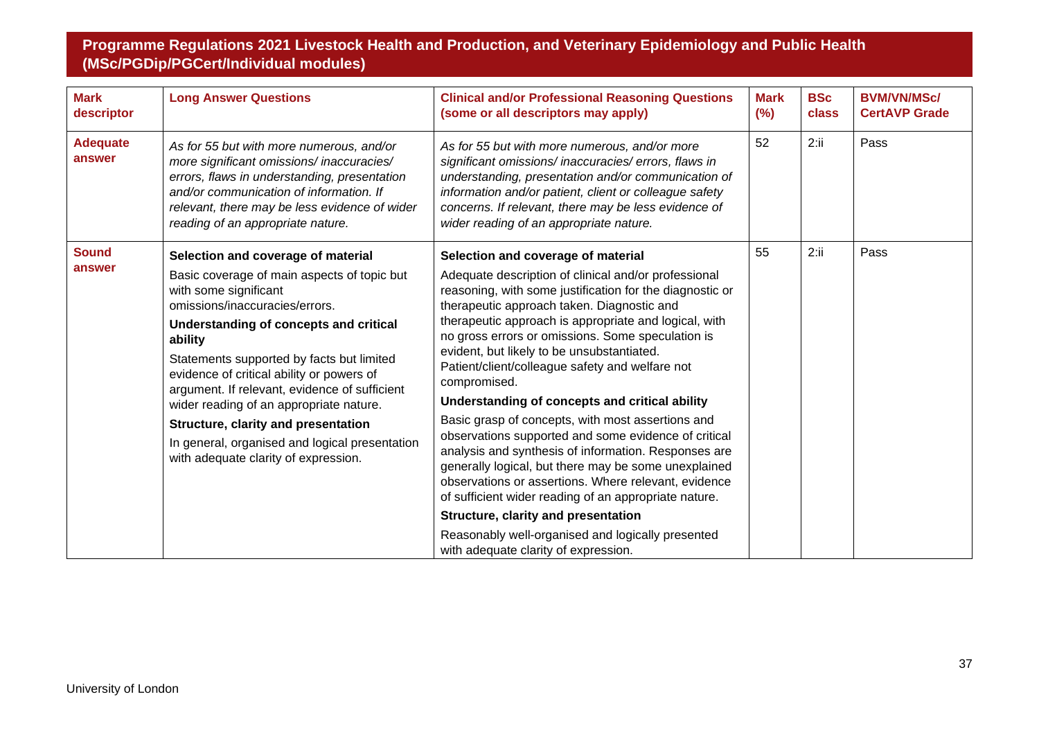## Programme Regulations 2021 Livestock Health and Production, and Veterinary Epidemiology and Public Health (MSc/PGDip/PGCert/Individual modules)

| Mark descriptor | Long Answer Questions | Clinical and/or Professional Reasoning Questions (some or all descriptors may apply) | Mark (%) | BSc class | BVM/VN/MSc/ CertAVP Grade |
|---|---|---|---|---|---|
| **Adequate answer** | *As for 55 but with more numerous, and/or more significant omissions/ inaccuracies/ errors, flaws in understanding, presentation and/or communication of information. If relevant, there may be less evidence of wider reading of an appropriate nature.* | *As for 55 but with more numerous, and/or more significant omissions/ inaccuracies/ errors, flaws in understanding, presentation and/or communication of information and/or patient, client or colleague safety concerns. If relevant, there may be less evidence of wider reading of an appropriate nature.* | 52 | 2:ii | Pass |
| **Sound answer** | **Selection and coverage of material** Basic coverage of main aspects of topic but with some significant omissions/inaccuracies/errors. **Understanding of concepts and critical ability** Statements supported by facts but limited evidence of critical ability or powers of argument. If relevant, evidence of sufficient wider reading of an appropriate nature. **Structure, clarity and presentation** In general, organised and logical presentation with adequate clarity of expression. | **Selection and coverage of material** Adequate description of clinical and/or professional reasoning, with some justification for the diagnostic or therapeutic approach taken. Diagnostic and therapeutic approach is appropriate and logical, with no gross errors or omissions. Some speculation is evident, but likely to be unsubstantiated. Patient/client/colleague safety and welfare not compromised. **Understanding of concepts and critical ability** Basic grasp of concepts, with most assertions and observations supported and some evidence of critical analysis and synthesis of information. Responses are generally logical, but there may be some unexplained observations or assertions. Where relevant, evidence of sufficient wider reading of an appropriate nature. **Structure, clarity and presentation** Reasonably well-organised and logically presented with adequate clarity of expression. | 55 | 2:ii | Pass |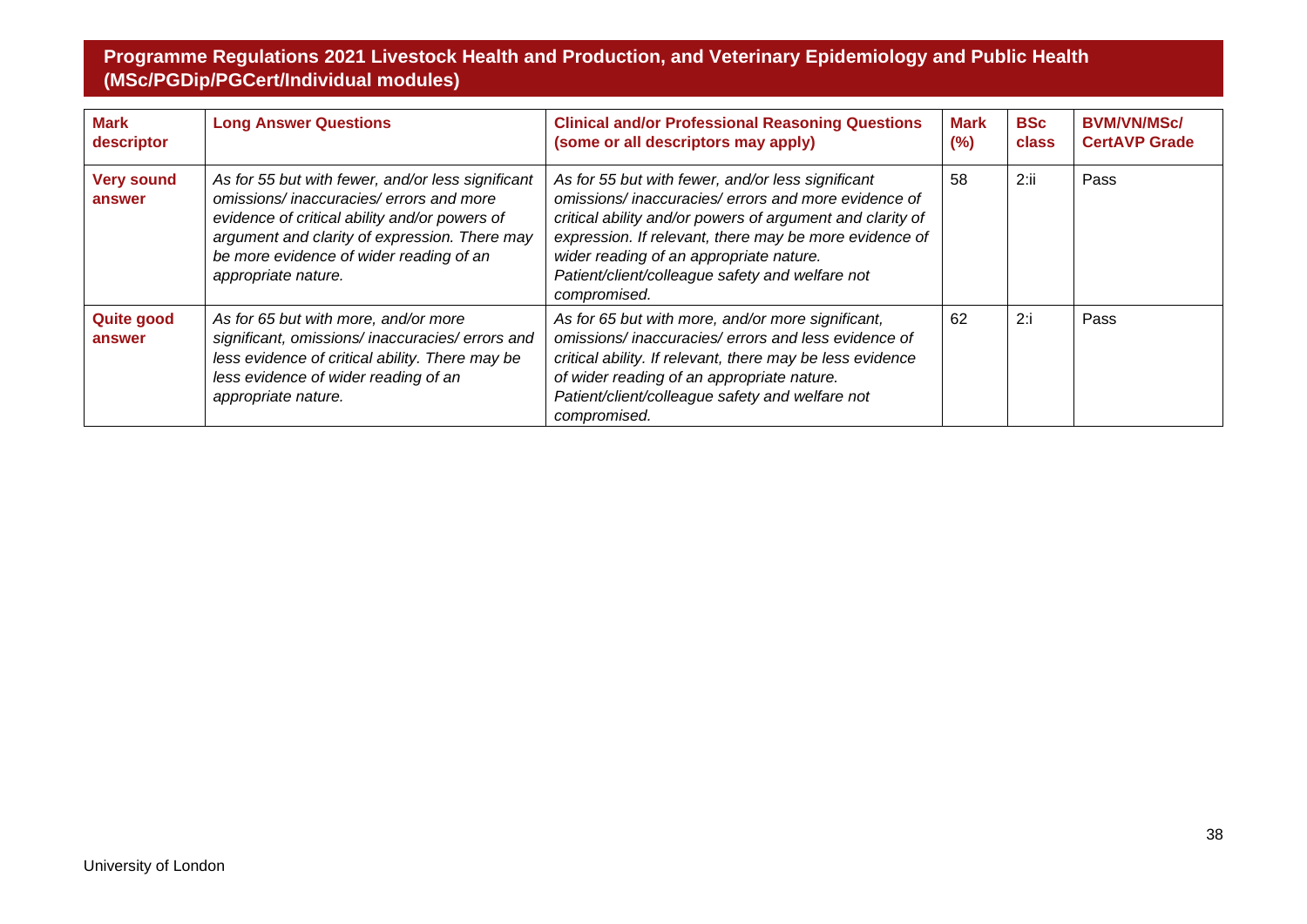| Mark descriptor | Long Answer Questions | Clinical and/or Professional Reasoning Questions (some or all descriptors may apply) | Mark (%) | BSc class | BVM/VN/MSc/ CertAVP Grade |
|---|---|---|---|---|---|
| **Very sound answer** | *As for 55 but with fewer, and/or less significant omissions/ inaccuracies/ errors and more evidence of critical ability and/or powers of argument and clarity of expression. There may be more evidence of wider reading of an appropriate nature.* | *As for 55 but with fewer, and/or less significant omissions/ inaccuracies/ errors and more evidence of critical ability and/or powers of argument and clarity of expression. If relevant, there may be more evidence of wider reading of an appropriate nature. Patient/client/colleague safety and welfare not compromised.* | 58 | 2:ii | Pass |
| **Quite good answer** | *As for 65 but with more, and/or more significant, omissions/ inaccuracies/ errors and less evidence of critical ability. There may be less evidence of wider reading of an appropriate nature.* | *As for 65 but with more, and/or more significant, omissions/ inaccuracies/ errors and less evidence of critical ability. If relevant, there may be less evidence of wider reading of an appropriate nature. Patient/client/colleague safety and welfare not compromised.* | 62 | 2:i | Pass |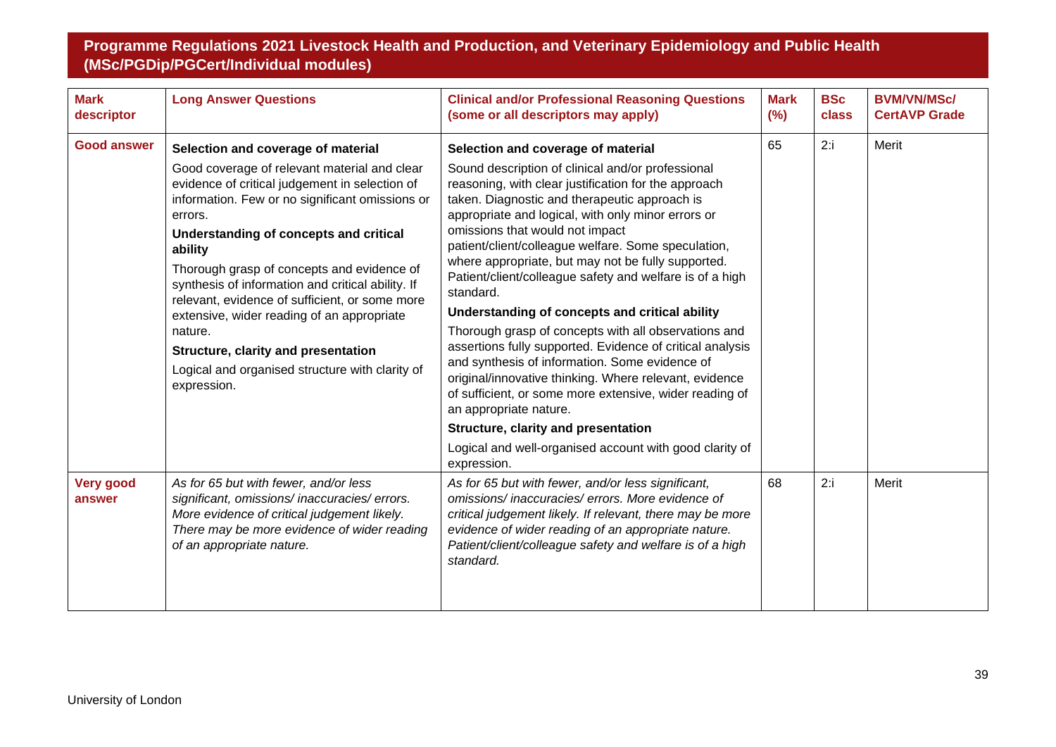| Mark descriptor | Long Answer Questions | Clinical and/or Professional Reasoning Questions (some or all descriptors may apply) | Mark (%) | BSc class | BVM/VN/MSc/ CertAVP Grade |
|---|---|---|---|---|---|
| **Good answer** | **Selection and coverage of material** Good coverage of relevant material and clear evidence of critical judgement in selection of information. Few or no significant omissions or errors. **Understanding of concepts and critical ability** Thorough grasp of concepts and evidence of synthesis of information and critical ability. If relevant, evidence of sufficient, or some more extensive, wider reading of an appropriate nature. **Structure, clarity and presentation** Logical and organised structure with clarity of expression. | **Selection and coverage of material** Sound description of clinical and/or professional reasoning, with clear justification for the approach taken. Diagnostic and therapeutic approach is appropriate and logical, with only minor errors or omissions that would not impact patient/client/colleague welfare. Some speculation, where appropriate, but may not be fully supported. Patient/client/colleague safety and welfare is of a high standard. **Understanding of concepts and critical ability** Thorough grasp of concepts with all observations and assertions fully supported. Evidence of critical analysis and synthesis of information. Some evidence of original/innovative thinking. Where relevant, evidence of sufficient, or some more extensive, wider reading of an appropriate nature. **Structure, clarity and presentation** Logical and well-organised account with good clarity of expression. | 65 | 2:i | Merit |
| **Very good answer** | *As for 65 but with fewer, and/or less significant, omissions/ inaccuracies/ errors. More evidence of critical judgement likely. There may be more evidence of wider reading of an appropriate nature.* | *As for 65 but with fewer, and/or less significant, omissions/ inaccuracies/ errors. More evidence of critical judgement likely. If relevant, there may be more evidence of wider reading of an appropriate nature. Patient/client/colleague safety and welfare is of a high standard.* | 68 | 2:i | Merit |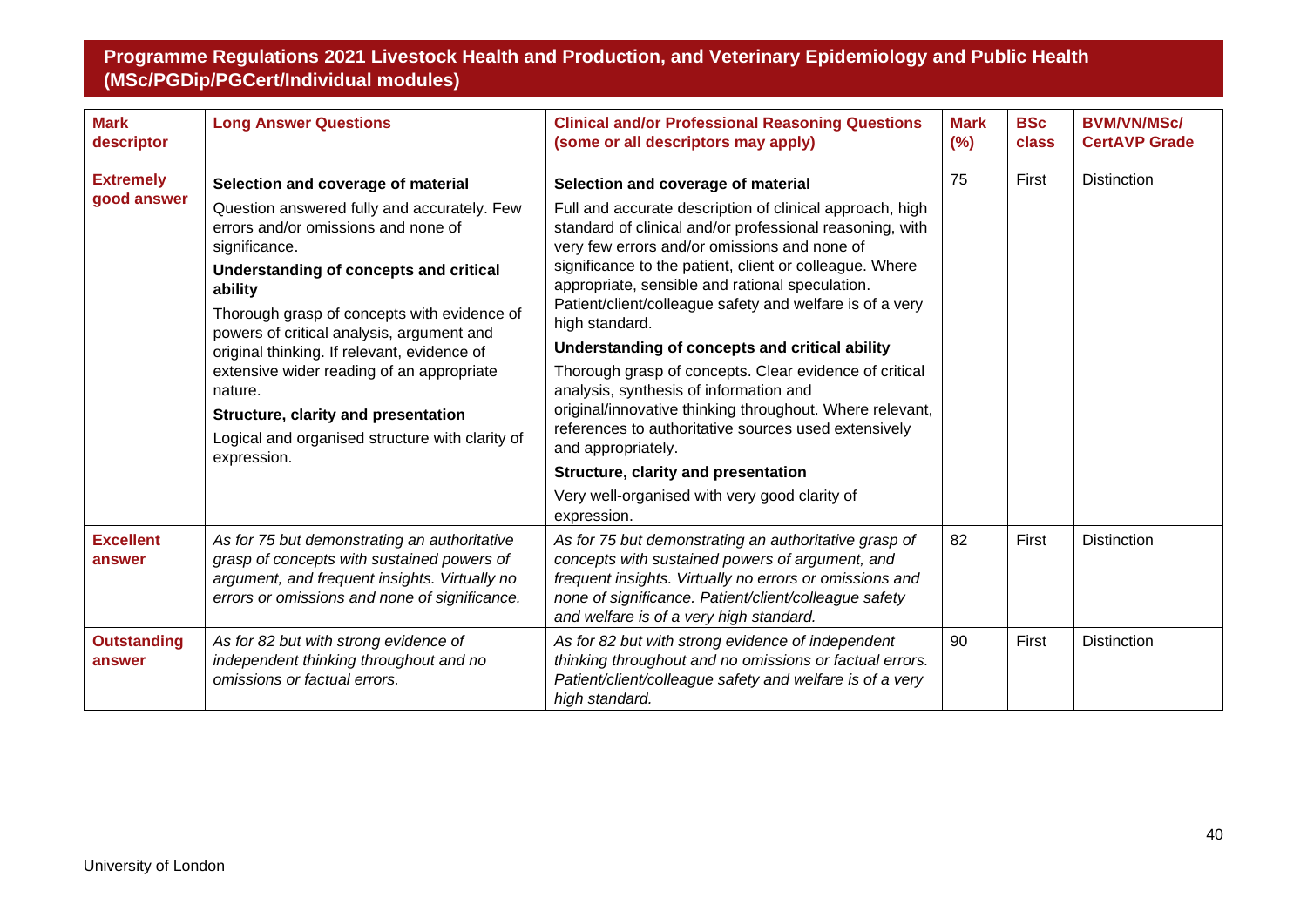## Programme Regulations 2021 Livestock Health and Production, and Veterinary Epidemiology and Public Health (MSc/PGDip/PGCert/Individual modules)

| Mark descriptor | Long Answer Questions | Clinical and/or Professional Reasoning Questions (some or all descriptors may apply) | Mark (%) | BSc class | BVM/VN/MSc/ CertAVP Grade |
|---|---|---|---|---|---|
| **Extremely good answer** | **Selection and coverage of material** Question answered fully and accurately. Few errors and/or omissions and none of significance. **Understanding of concepts and critical ability** Thorough grasp of concepts with evidence of powers of critical analysis, argument and original thinking. If relevant, evidence of extensive wider reading of an appropriate nature. **Structure, clarity and presentation** Logical and organised structure with clarity of expression. | **Selection and coverage of material** Full and accurate description of clinical approach, high standard of clinical and/or professional reasoning, with very few errors and/or omissions and none of significance to the patient, client or colleague. Where appropriate, sensible and rational speculation. Patient/client/colleague safety and welfare is of a very high standard. **Understanding of concepts and critical ability** Thorough grasp of concepts. Clear evidence of critical analysis, synthesis of information and original/innovative thinking throughout. Where relevant, references to authoritative sources used extensively and appropriately. **Structure, clarity and presentation** Very well-organised with very good clarity of expression. | 75 | First | Distinction |
| **Excellent answer** | *As for 75 but demonstrating an authoritative grasp of concepts with sustained powers of argument, and frequent insights. Virtually no errors or omissions and none of significance.* | *As for 75 but demonstrating an authoritative grasp of concepts with sustained powers of argument, and frequent insights. Virtually no errors or omissions and none of significance. Patient/client/colleague safety and welfare is of a very high standard.* | 82 | First | Distinction |
| **Outstanding answer** | *As for 82 but with strong evidence of independent thinking throughout and no omissions or factual errors.* | *As for 82 but with strong evidence of independent thinking throughout and no omissions or factual errors. Patient/client/colleague safety and welfare is of a very high standard.* | 90 | First | Distinction |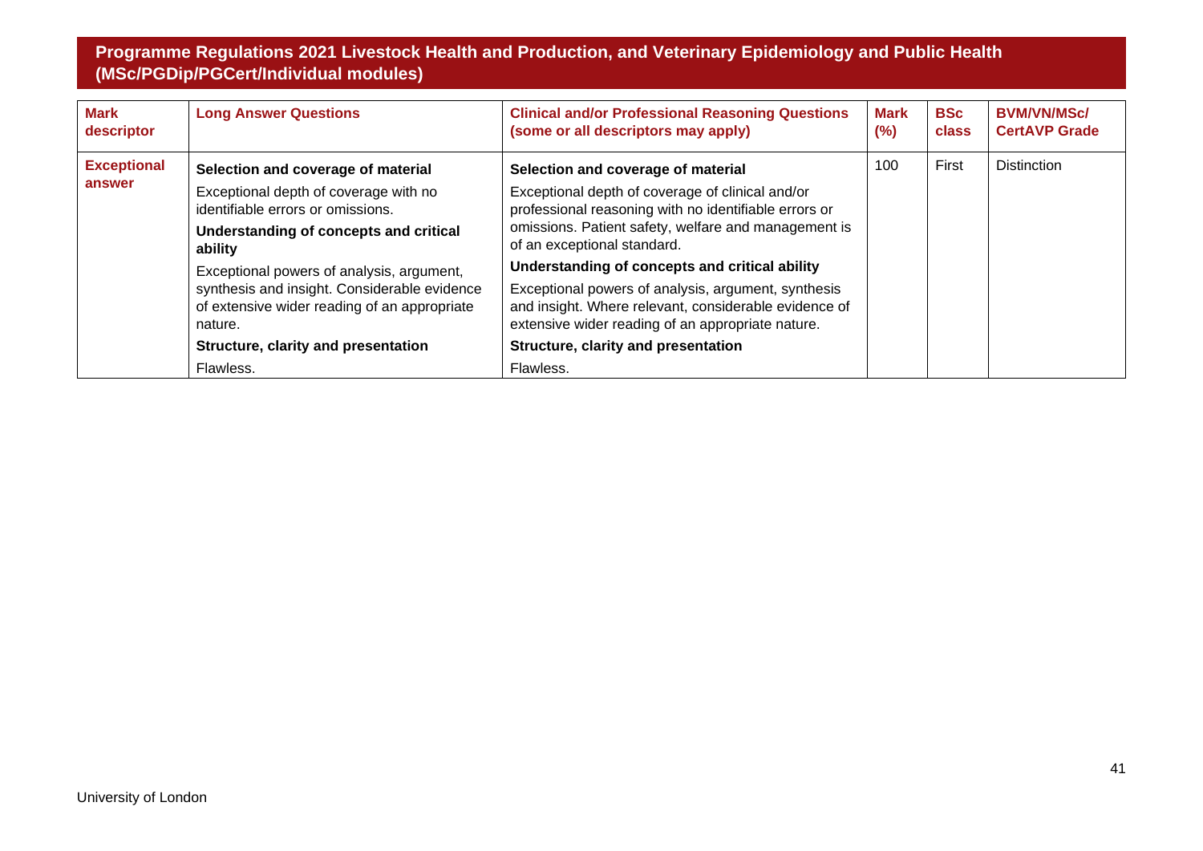| Mark descriptor | Long Answer Questions | Clinical and/or Professional Reasoning Questions (some or all descriptors may apply) | Mark (%) | BSc class | BVM/VN/MSc/ CertAVP Grade |
| --- | --- | --- | --- | --- | --- |
| **Exceptional answer** | **Selection and coverage of material**<br>Exceptional depth of coverage with no identifiable errors or omissions.<br>**Understanding of concepts and critical ability**<br>Exceptional powers of analysis, argument, synthesis and insight. Considerable evidence of extensive wider reading of an appropriate nature.<br>**Structure, clarity and presentation**<br>Flawless. | **Selection and coverage of material**<br>Exceptional depth of coverage of clinical and/or professional reasoning with no identifiable errors or omissions. Patient safety, welfare and management is of an exceptional standard.<br>**Understanding of concepts and critical ability**<br>Exceptional powers of analysis, argument, synthesis and insight. Where relevant, considerable evidence of extensive wider reading of an appropriate nature.<br>**Structure, clarity and presentation**<br>Flawless. | 100 | First | Distinction |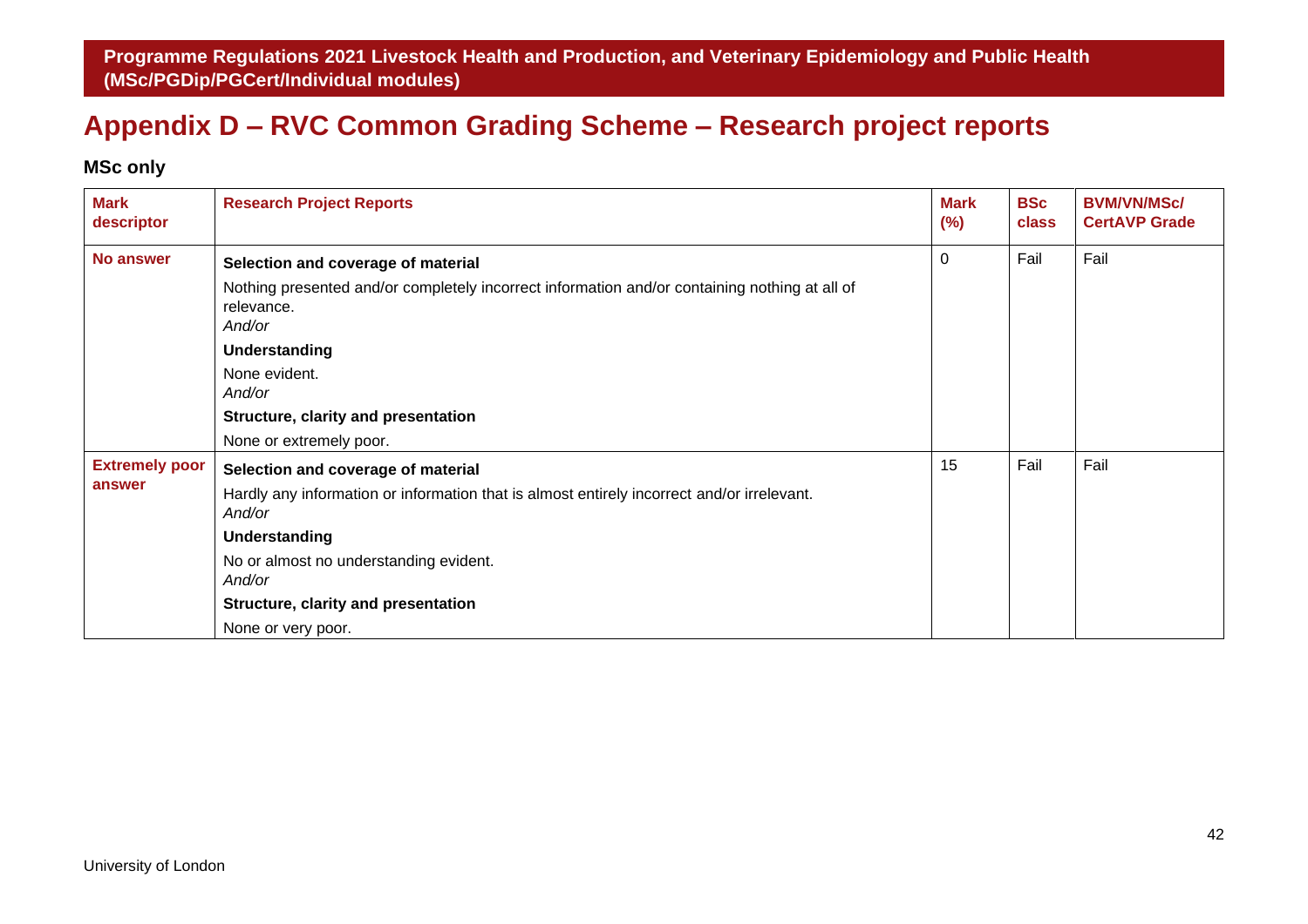# Appendix D – RVC Common Grading Scheme – Research project reports

## MSc only

| Mark descriptor | Research Project Reports | Mark (%) | BSc class | BVM/VN/MSc/ CertAVP Grade |
|---|---|---|---|---|
| **No answer** | **Selection and coverage of material**<br>Nothing presented and/or completely incorrect information and/or containing nothing at all of relevance.<br>*And/or*<br>**Understanding**<br>None evident.<br>*And/or*<br>**Structure, clarity and presentation**<br>None or extremely poor. | 0 | Fail | Fail |
| **Extremely poor answer** | **Selection and coverage of material**<br>Hardly any information or information that is almost entirely incorrect and/or irrelevant.<br>*And/or*<br>**Understanding**<br>No or almost no understanding evident.<br>*And/or*<br>**Structure, clarity and presentation**<br>None or very poor. | 15 | Fail | Fail |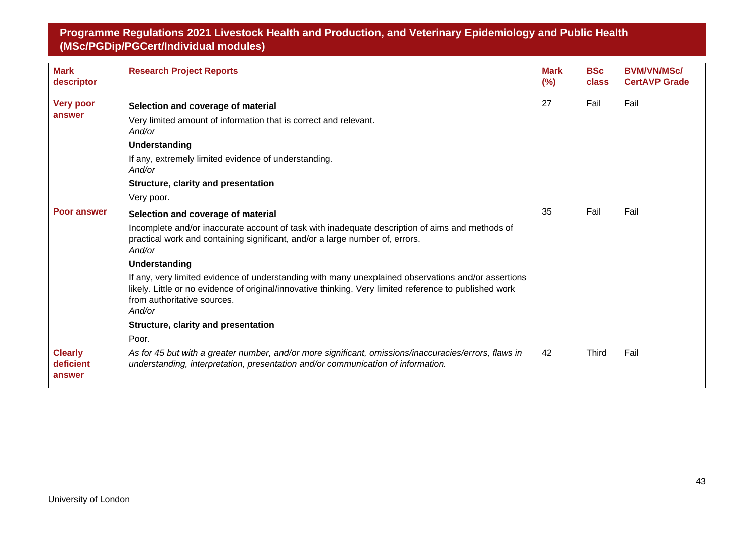| Mark descriptor | Research Project Reports | Mark (%) | BSc class | BVM/VN/MSc/ CertAVP Grade |
|---|---|---|---|---|
| **Very poor answer** | **Selection and coverage of material**<br>Very limited amount of information that is correct and relevant.<br>*And/or*<br>**Understanding**<br>If any, extremely limited evidence of understanding.<br>*And/or*<br>**Structure, clarity and presentation**<br>Very poor. | 27 | Fail | Fail |
| **Poor answer** | **Selection and coverage of material**<br>Incomplete and/or inaccurate account of task with inadequate description of aims and methods of practical work and containing significant, and/or a large number of, errors.<br>*And/or*<br>**Understanding**<br>If any, very limited evidence of understanding with many unexplained observations and/or assertions likely. Little or no evidence of original/innovative thinking. Very limited reference to published work from authoritative sources.<br>*And/or*<br>**Structure, clarity and presentation**<br>Poor. | 35 | Fail | Fail |
| **Clearly deficient answer** | *As for 45 but with a greater number, and/or more significant, omissions/inaccuracies/errors, flaws in understanding, interpretation, presentation and/or communication of information.* | 42 | Third | Fail |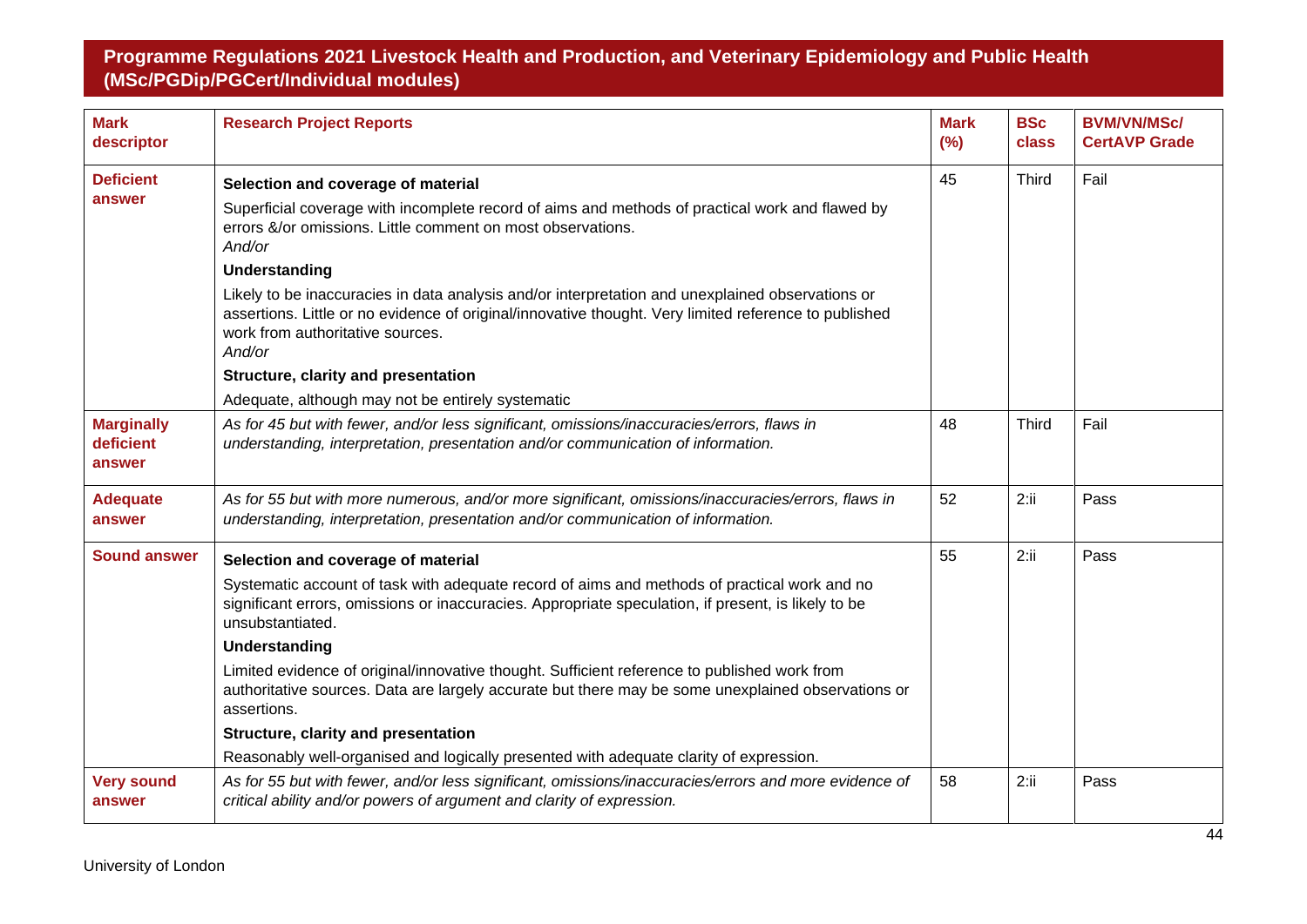| Mark descriptor | Research Project Reports | Mark (%) | BSc class | BVM/VN/MSc/ CertAVP Grade |
|---|---|---|---|---|
| **Deficient answer** | **Selection and coverage of material**<br>Superficial coverage with incomplete record of aims and methods of practical work and flawed by errors &/or omissions. Little comment on most observations.<br>*And/or*<br>**Understanding**<br>Likely to be inaccuracies in data analysis and/or interpretation and unexplained observations or assertions. Little or no evidence of original/innovative thought. Very limited reference to published work from authoritative sources.<br>*And/or*<br>**Structure, clarity and presentation**<br>Adequate, although may not be entirely systematic | 45 | Third | Fail |
| **Marginally deficient answer** | *As for 45 but with fewer, and/or less significant, omissions/inaccuracies/errors, flaws in understanding, interpretation, presentation and/or communication of information.* | 48 | Third | Fail |
| **Adequate answer** | *As for 55 but with more numerous, and/or more significant, omissions/inaccuracies/errors, flaws in understanding, interpretation, presentation and/or communication of information.* | 52 | 2:ii | Pass |
| **Sound answer** | **Selection and coverage of material**<br>Systematic account of task with adequate record of aims and methods of practical work and no significant errors, omissions or inaccuracies. Appropriate speculation, if present, is likely to be unsubstantiated.<br>**Understanding**<br>Limited evidence of original/innovative thought. Sufficient reference to published work from authoritative sources. Data are largely accurate but there may be some unexplained observations or assertions.<br>**Structure, clarity and presentation**<br>Reasonably well-organised and logically presented with adequate clarity of expression. | 55 | 2:ii | Pass |
| **Very sound answer** | *As for 55 but with fewer, and/or less significant, omissions/inaccuracies/errors and more evidence of critical ability and/or powers of argument and clarity of expression.* | 58 | 2:ii | Pass |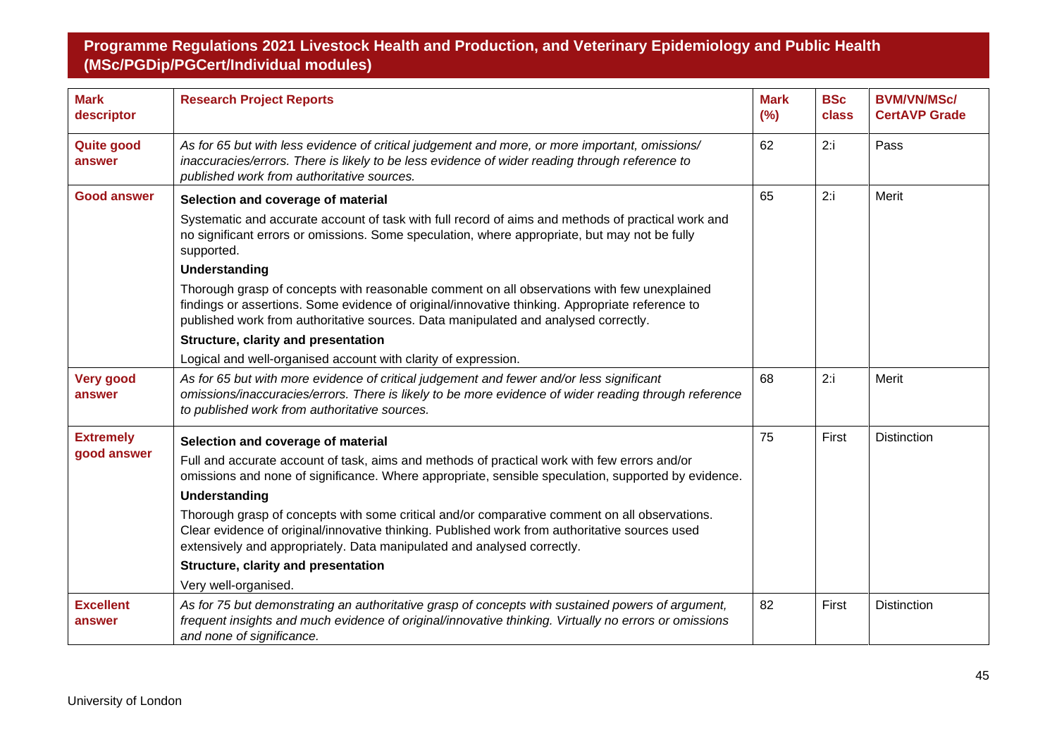| Mark descriptor | Research Project Reports | Mark (%) | BSc class | BVM/VN/MSc/ CertAVP Grade |
|---|---|---|---|---|
| **Quite good answer** | *As for 65 but with less evidence of critical judgement and more, or more important, omissions/ inaccuracies/errors. There is likely to be less evidence of wider reading through reference to published work from authoritative sources.* | 62 | 2:i | Pass |
| **Good answer** | **Selection and coverage of material**<br>Systematic and accurate account of task with full record of aims and methods of practical work and no significant errors or omissions. Some speculation, where appropriate, but may not be fully supported.<br>**Understanding**<br>Thorough grasp of concepts with reasonable comment on all observations with few unexplained findings or assertions. Some evidence of original/innovative thinking. Appropriate reference to published work from authoritative sources. Data manipulated and analysed correctly.<br>**Structure, clarity and presentation**<br>Logical and well-organised account with clarity of expression. | 65 | 2:i | Merit |
| **Very good answer** | *As for 65 but with more evidence of critical judgement and fewer and/or less significant omissions/inaccuracies/errors. There is likely to be more evidence of wider reading through reference to published work from authoritative sources.* | 68 | 2:i | Merit |
| **Extremely good answer** | **Selection and coverage of material**<br>Full and accurate account of task, aims and methods of practical work with few errors and/or omissions and none of significance. Where appropriate, sensible speculation, supported by evidence.<br>**Understanding**<br>Thorough grasp of concepts with some critical and/or comparative comment on all observations. Clear evidence of original/innovative thinking. Published work from authoritative sources used extensively and appropriately. Data manipulated and analysed correctly.<br>**Structure, clarity and presentation**<br>Very well-organised. | 75 | First | Distinction |
| **Excellent answer** | *As for 75 but demonstrating an authoritative grasp of concepts with sustained powers of argument, frequent insights and much evidence of original/innovative thinking. Virtually no errors or omissions and none of significance.* | 82 | First | Distinction |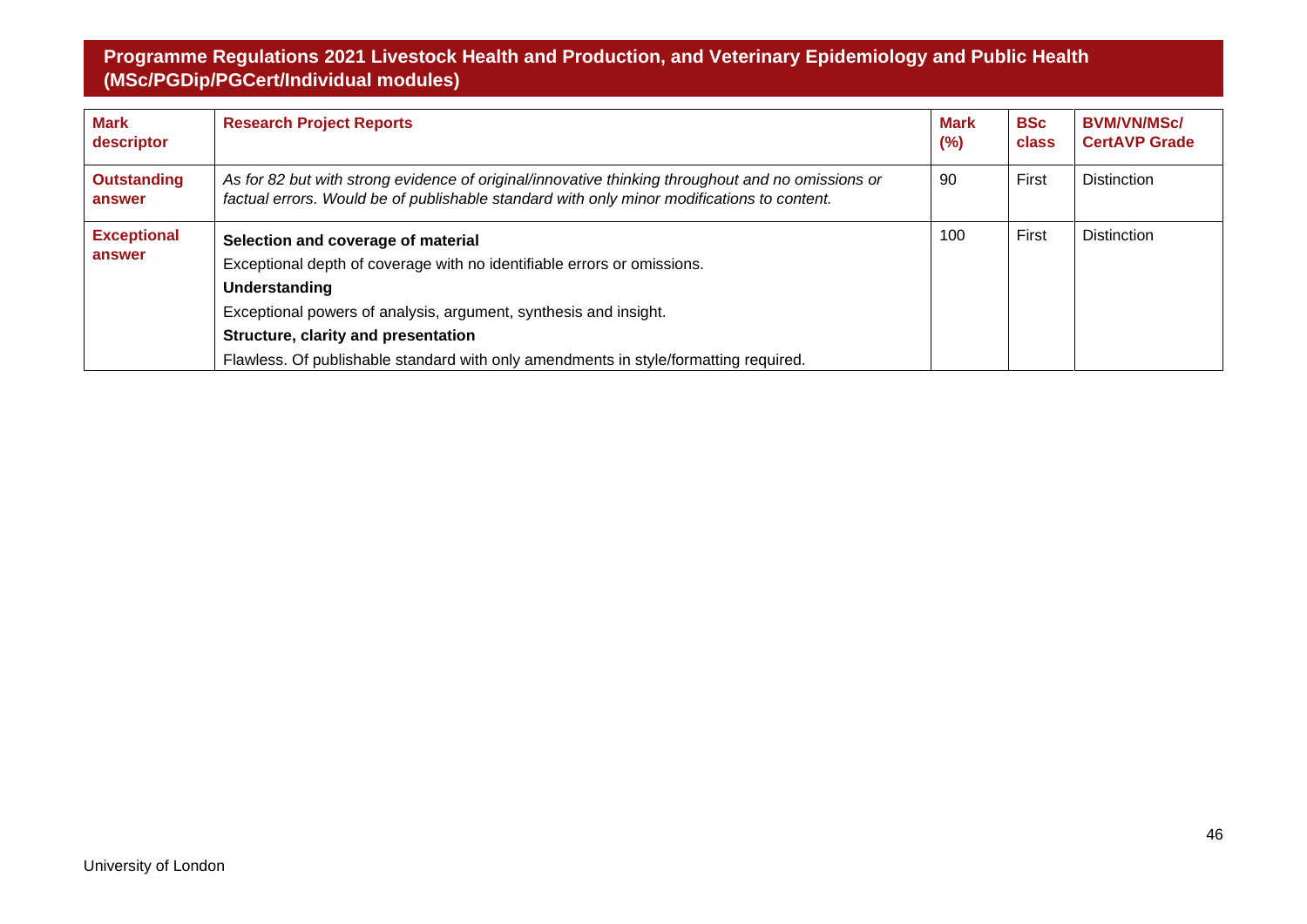| Mark descriptor | Research Project Reports | Mark (%) | BSc class | BVM/VN/MSc/ CertAVP Grade |
|---|---|---|---|---|
| **Outstanding answer** | *As for 82 but with strong evidence of original/innovative thinking throughout and no omissions or factual errors. Would be of publishable standard with only minor modifications to content.* | 90 | First | Distinction |
| **Exceptional answer** | **Selection and coverage of material**<br>Exceptional depth of coverage with no identifiable errors or omissions.<br>**Understanding**<br>Exceptional powers of analysis, argument, synthesis and insight.<br>**Structure, clarity and presentation**<br>Flawless. Of publishable standard with only amendments in style/formatting required. | 100 | First | Distinction |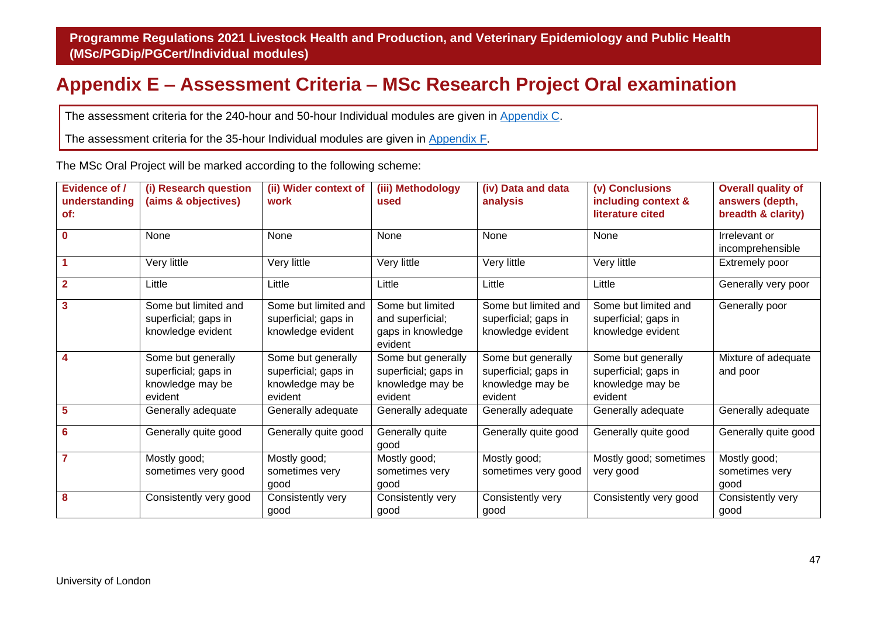# Appendix E – Assessment Criteria – MSc Research Project Oral examination

The assessment criteria for the 240-hour and 50-hour Individual modules are given in Appendix C.

The assessment criteria for the 35-hour Individual modules are given in Appendix F.

The MSc Oral Project will be marked according to the following scheme:

| Evidence of / understanding of: | (i) Research question (aims & objectives) | (ii) Wider context of work | (iii) Methodology used | (iv) Data and data analysis | (v) Conclusions including context & literature cited | Overall quality of answers (depth, breadth & clarity) |
|---|---|---|---|---|---|---|
| 0 | None | None | None | None | None | Irrelevant or incomprehensible |
| 1 | Very little | Very little | Very little | Very little | Very little | Extremely poor |
| 2 | Little | Little | Little | Little | Little | Generally very poor |
| 3 | Some but limited and superficial; gaps in knowledge evident | Some but limited and superficial; gaps in knowledge evident | Some but limited and superficial; gaps in knowledge evident | Some but limited and superficial; gaps in knowledge evident | Some but limited and superficial; gaps in knowledge evident | Generally poor |
| 4 | Some but generally superficial; gaps in knowledge may be evident | Some but generally superficial; gaps in knowledge may be evident | Some but generally superficial; gaps in knowledge may be evident | Some but generally superficial; gaps in knowledge may be evident | Some but generally superficial; gaps in knowledge may be evident | Mixture of adequate and poor |
| 5 | Generally adequate | Generally adequate | Generally adequate | Generally adequate | Generally adequate | Generally adequate |
| 6 | Generally quite good | Generally quite good | Generally quite good | Generally quite good | Generally quite good | Generally quite good |
| 7 | Mostly good; sometimes very good | Mostly good; sometimes very good | Mostly good; sometimes very good | Mostly good; sometimes very good | Mostly good; sometimes very good | Mostly good; sometimes very good |
| 8 | Consistently very good | Consistently very good | Consistently very good | Consistently very good | Consistently very good | Consistently very good |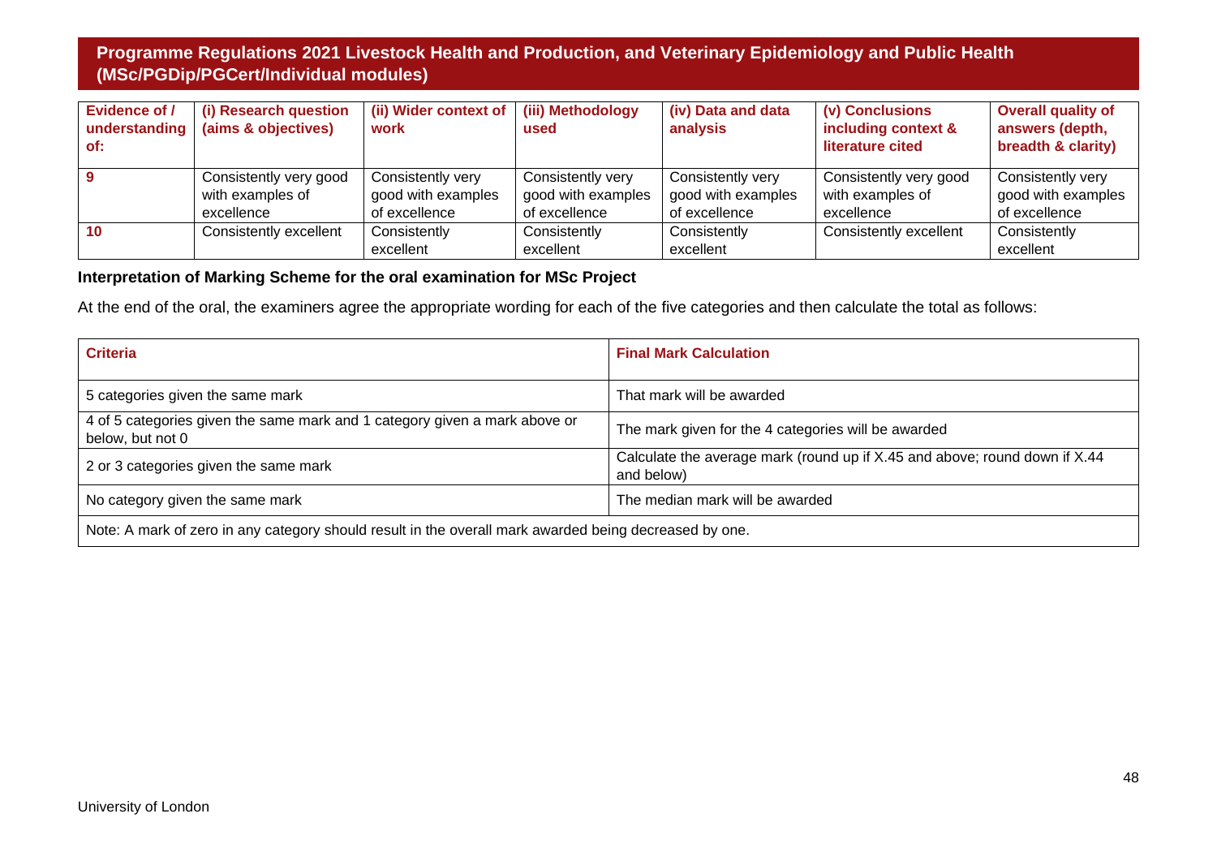| Evidence of / understanding of: | (i) Research question (aims & objectives) | (ii) Wider context of work | (iii) Methodology used | (iv) Data and data analysis | (v) Conclusions including context & literature cited | Overall quality of answers (depth, breadth & clarity) |
|---|---|---|---|---|---|---|
| 9 | Consistently very good with examples of excellence | Consistently very good with examples of excellence | Consistently very good with examples of excellence | Consistently very good with examples of excellence | Consistently very good with examples of excellence | Consistently very good with examples of excellence |
| 10 | Consistently excellent | Consistently excellent | Consistently excellent | Consistently excellent | Consistently excellent | Consistently excellent |

**Interpretation of Marking Scheme for the oral examination for MSc Project**

At the end of the oral, the examiners agree the appropriate wording for each of the five categories and then calculate the total as follows:

| Criteria | Final Mark Calculation |
|---|---|
| 5 categories given the same mark | That mark will be awarded |
| 4 of 5 categories given the same mark and 1 category given a mark above or below, but not 0 | The mark given for the 4 categories will be awarded |
| 2 or 3 categories given the same mark | Calculate the average mark (round up if X.45 and above; round down if X.44 and below) |
| No category given the same mark | The median mark will be awarded |
| Note: A mark of zero in any category should result in the overall mark awarded being decreased by one. | |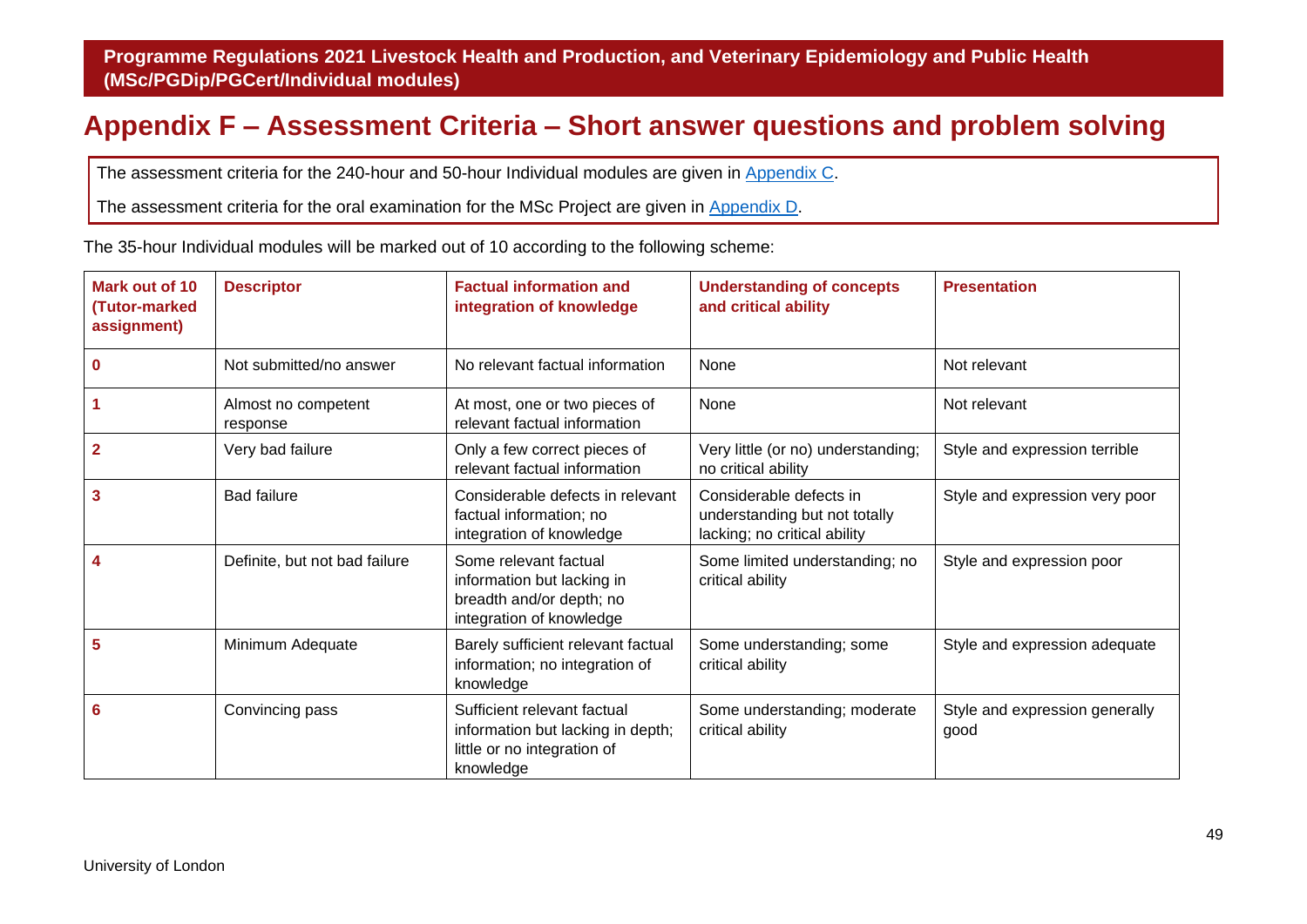## Appendix F – Assessment Criteria – Short answer questions and problem solving

The assessment criteria for the 240-hour and 50-hour Individual modules are given in [Appendix C](#).

The assessment criteria for the oral examination for the MSc Project are given in [Appendix D](#).

The 35-hour Individual modules will be marked out of 10 according to the following scheme:

| Mark out of 10 (Tutor-marked assignment) | Descriptor | Factual information and integration of knowledge | Understanding of concepts and critical ability | Presentation |
| --- | --- | --- | --- | --- |
| 0 | Not submitted/no answer | No relevant factual information | None | Not relevant |
| 1 | Almost no competent response | At most, one or two pieces of relevant factual information | None | Not relevant |
| 2 | Very bad failure | Only a few correct pieces of relevant factual information | Very little (or no) understanding; no critical ability | Style and expression terrible |
| 3 | Bad failure | Considerable defects in relevant factual information; no integration of knowledge | Considerable defects in understanding but not totally lacking; no critical ability | Style and expression very poor |
| 4 | Definite, but not bad failure | Some relevant factual information but lacking in breadth and/or depth; no integration of knowledge | Some limited understanding; no critical ability | Style and expression poor |
| 5 | Minimum Adequate | Barely sufficient relevant factual information; no integration of knowledge | Some understanding; some critical ability | Style and expression adequate |
| 6 | Convincing pass | Sufficient relevant factual information but lacking in depth; little or no integration of knowledge | Some understanding; moderate critical ability | Style and expression generally good |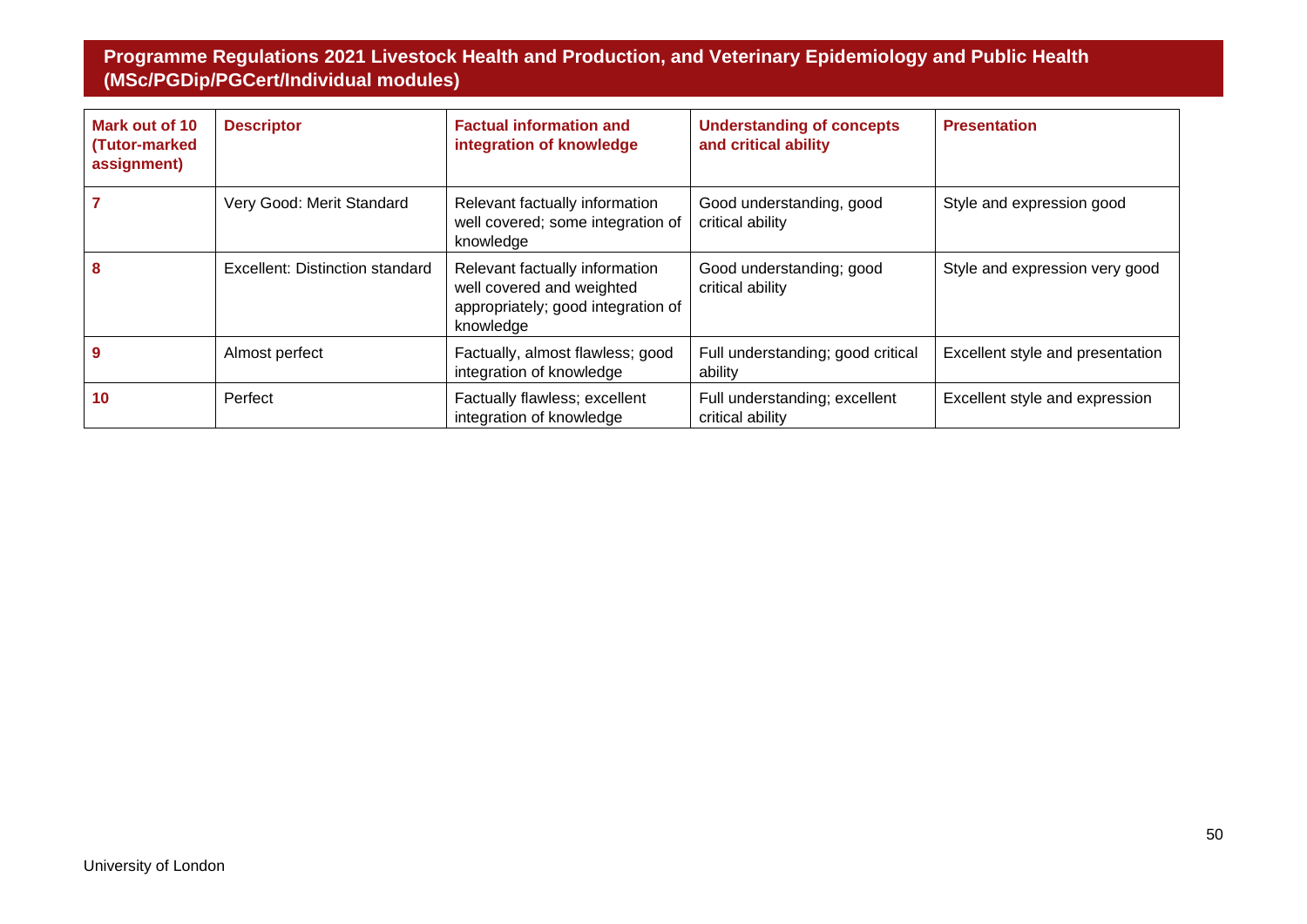| Mark out of 10 (Tutor-marked assignment) | Descriptor | Factual information and integration of knowledge | Understanding of concepts and critical ability | Presentation |
|---|---|---|---|---|
| 7 | Very Good: Merit Standard | Relevant factually information well covered; some integration of knowledge | Good understanding, good critical ability | Style and expression good |
| 8 | Excellent: Distinction standard | Relevant factually information well covered and weighted appropriately; good integration of knowledge | Good understanding; good critical ability | Style and expression very good |
| 9 | Almost perfect | Factually, almost flawless; good integration of knowledge | Full understanding; good critical ability | Excellent style and presentation |
| 10 | Perfect | Factually flawless; excellent integration of knowledge | Full understanding; excellent critical ability | Excellent style and expression |